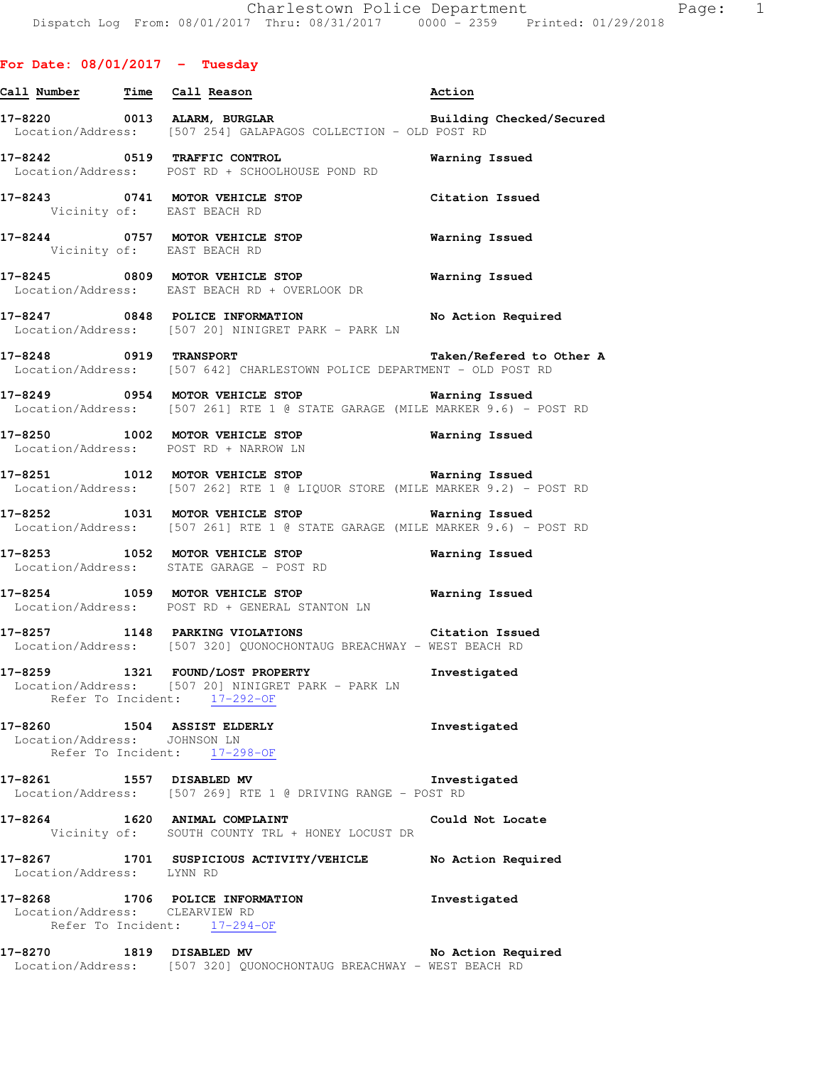Charlestown Police Department
Dispatch Log From: 08/01/2017 Thru: 08/31/2017 0000 - 2359 Printed: 01/29/2018

## For Date: 08/01/2017 - Tuesday

| Call Number | Time | Call Reason | Action |
|---|---|---|---|

**17-8220** 0013 **ALARM, BURGLAR** — Building Checked/Secured
Location/Address: [507 254] GALAPAGOS COLLECTION - OLD POST RD

**17-8242** 0519 **TRAFFIC CONTROL** — Warning Issued
Location/Address: POST RD + SCHOOLHOUSE POND RD

**17-8243** 0741 **MOTOR VEHICLE STOP** — Citation Issued
Vicinity of: EAST BEACH RD

**17-8244** 0757 **MOTOR VEHICLE STOP** — Warning Issued
Vicinity of: EAST BEACH RD

**17-8245** 0809 **MOTOR VEHICLE STOP** — Warning Issued
Location/Address: EAST BEACH RD + OVERLOOK DR

**17-8247** 0848 **POLICE INFORMATION** — No Action Required
Location/Address: [507 20] NINIGRET PARK - PARK LN

**17-8248** 0919 **TRANSPORT** — Taken/Refered to Other A
Location/Address: [507 642] CHARLESTOWN POLICE DEPARTMENT - OLD POST RD

**17-8249** 0954 **MOTOR VEHICLE STOP** — Warning Issued
Location/Address: [507 261] RTE 1 @ STATE GARAGE (MILE MARKER 9.6) - POST RD

**17-8250** 1002 **MOTOR VEHICLE STOP** — Warning Issued
Location/Address: POST RD + NARROW LN

**17-8251** 1012 **MOTOR VEHICLE STOP** — Warning Issued
Location/Address: [507 262] RTE 1 @ LIQUOR STORE (MILE MARKER 9.2) - POST RD

**17-8252** 1031 **MOTOR VEHICLE STOP** — Warning Issued
Location/Address: [507 261] RTE 1 @ STATE GARAGE (MILE MARKER 9.6) - POST RD

**17-8253** 1052 **MOTOR VEHICLE STOP** — Warning Issued
Location/Address: STATE GARAGE - POST RD

**17-8254** 1059 **MOTOR VEHICLE STOP** — Warning Issued
Location/Address: POST RD + GENERAL STANTON LN

**17-8257** 1148 **PARKING VIOLATIONS** — Citation Issued
Location/Address: [507 320] QUONOCHONTAUG BREACHWAY - WEST BEACH RD

**17-8259** 1321 **FOUND/LOST PROPERTY** — Investigated
Location/Address: [507 20] NINIGRET PARK - PARK LN
Refer To Incident: 17-292-OF

**17-8260** 1504 **ASSIST ELDERLY** — Investigated
Location/Address: JOHNSON LN
Refer To Incident: 17-298-OF

**17-8261** 1557 **DISABLED MV** — Investigated
Location/Address: [507 269] RTE 1 @ DRIVING RANGE - POST RD

**17-8264** 1620 **ANIMAL COMPLAINT** — Could Not Locate
Vicinity of: SOUTH COUNTY TRL + HONEY LOCUST DR

**17-8267** 1701 **SUSPICIOUS ACTIVITY/VEHICLE** — No Action Required
Location/Address: LYNN RD

**17-8268** 1706 **POLICE INFORMATION** — Investigated
Location/Address: CLEARVIEW RD
Refer To Incident: 17-294-OF

**17-8270** 1819 **DISABLED MV** — No Action Required
Location/Address: [507 320] QUONOCHONTAUG BREACHWAY - WEST BEACH RD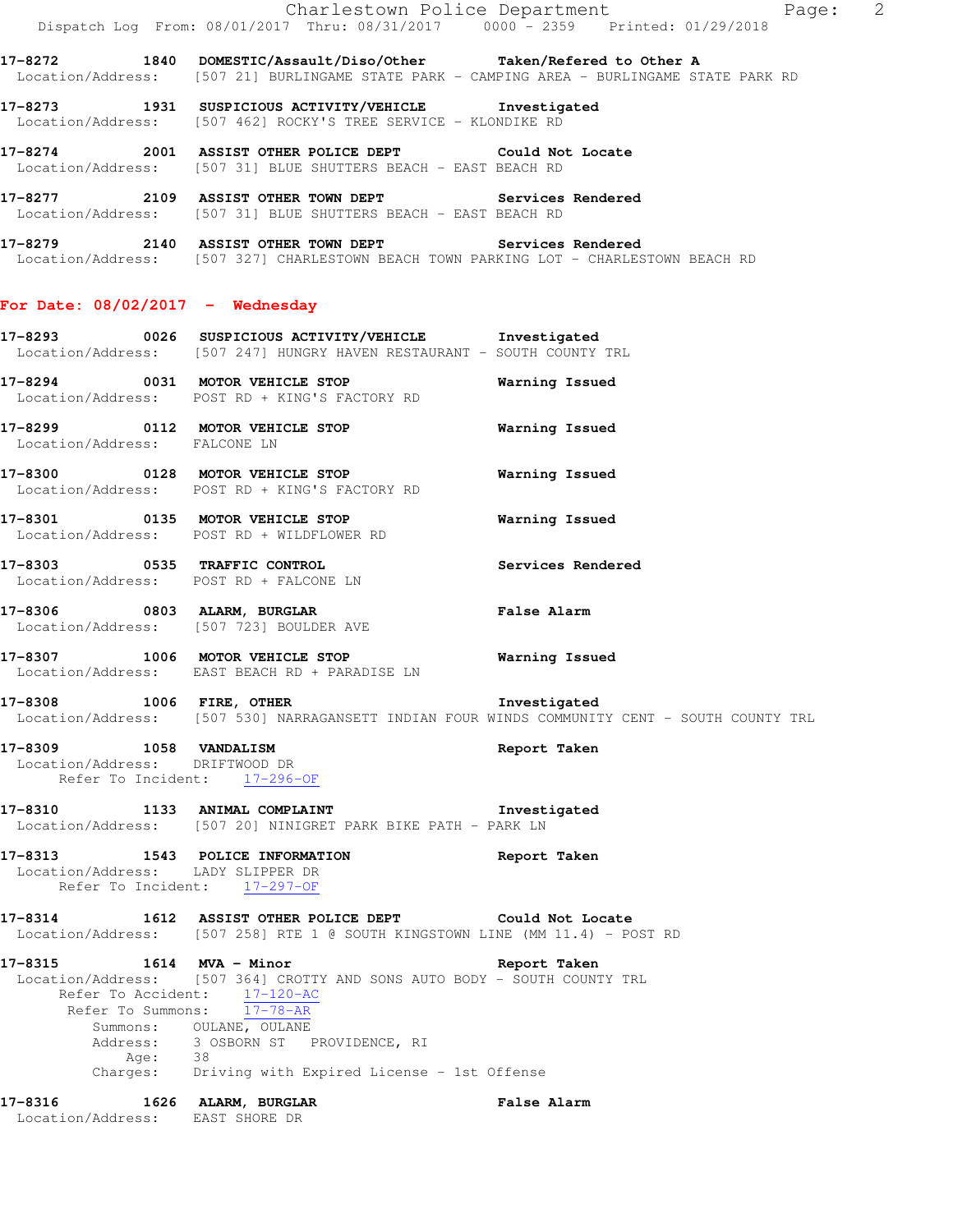17-8272 1840 DOMESTIC/Assault/Diso/Other Taken/Refered to Other A
Location/Address: [507 21] BURLINGAME STATE PARK - CAMPING AREA - BURLINGAME STATE PARK RD

17-8273 1931 SUSPICIOUS ACTIVITY/VEHICLE Investigated
Location/Address: [507 462] ROCKY'S TREE SERVICE - KLONDIKE RD

17-8274 2001 ASSIST OTHER POLICE DEPT Could Not Locate
Location/Address: [507 31] BLUE SHUTTERS BEACH - EAST BEACH RD

17-8277 2109 ASSIST OTHER TOWN DEPT Services Rendered
Location/Address: [507 31] BLUE SHUTTERS BEACH - EAST BEACH RD

17-8279 2140 ASSIST OTHER TOWN DEPT Services Rendered
Location/Address: [507 327] CHARLESTOWN BEACH TOWN PARKING LOT - CHARLESTOWN BEACH RD

## For Date: 08/02/2017 - Wednesday

17-8293 0026 SUSPICIOUS ACTIVITY/VEHICLE Investigated
Location/Address: [507 247] HUNGRY HAVEN RESTAURANT - SOUTH COUNTY TRL

17-8294 0031 MOTOR VEHICLE STOP Warning Issued
Location/Address: POST RD + KING'S FACTORY RD

17-8299 0112 MOTOR VEHICLE STOP Warning Issued
Location/Address: FALCONE LN

17-8300 0128 MOTOR VEHICLE STOP Warning Issued
Location/Address: POST RD + KING'S FACTORY RD

17-8301 0135 MOTOR VEHICLE STOP Warning Issued
Location/Address: POST RD + WILDFLOWER RD

17-8303 0535 TRAFFIC CONTROL Services Rendered
Location/Address: POST RD + FALCONE LN

17-8306 0803 ALARM, BURGLAR False Alarm
Location/Address: [507 723] BOULDER AVE

17-8307 1006 MOTOR VEHICLE STOP Warning Issued
Location/Address: EAST BEACH RD + PARADISE LN

17-8308 1006 FIRE, OTHER Investigated
Location/Address: [507 530] NARRAGANSETT INDIAN FOUR WINDS COMMUNITY CENT - SOUTH COUNTY TRL

17-8309 1058 VANDALISM Report Taken
Location/Address: DRIFTWOOD DR
Refer To Incident: 17-296-OF

17-8310 1133 ANIMAL COMPLAINT Investigated
Location/Address: [507 20] NINIGRET PARK BIKE PATH - PARK LN

17-8313 1543 POLICE INFORMATION Report Taken
Location/Address: LADY SLIPPER DR
Refer To Incident: 17-297-OF

17-8314 1612 ASSIST OTHER POLICE DEPT Could Not Locate
Location/Address: [507 258] RTE 1 @ SOUTH KINGSTOWN LINE (MM 11.4) - POST RD

17-8315 1614 MVA - Minor Report Taken
Location/Address: [507 364] CROTTY AND SONS AUTO BODY - SOUTH COUNTY TRL
Refer To Accident: 17-120-AC
Refer To Summons: 17-78-AR
Summons: OULANE, OULANE
Address: 3 OSBORN ST PROVIDENCE, RI
Age: 38
Charges: Driving with Expired License - 1st Offense

17-8316 1626 ALARM, BURGLAR False Alarm
Location/Address: EAST SHORE DR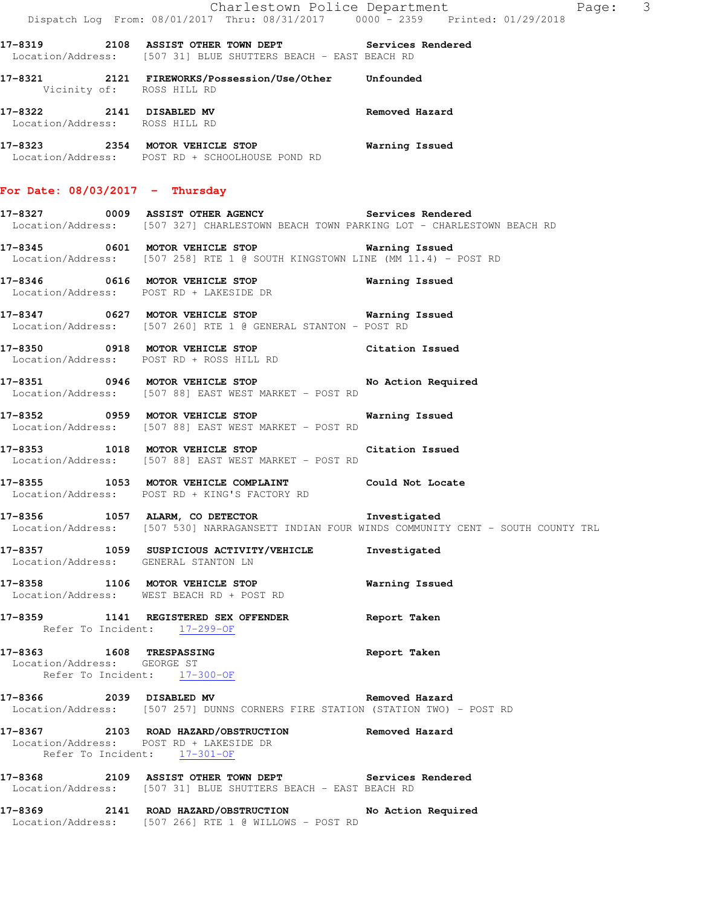**17-8319 2108 ASSIST OTHER TOWN DEPT Services Rendered**
Location/Address: [507 31] BLUE SHUTTERS BEACH - EAST BEACH RD

**17-8321 2121 FIREWORKS/Possession/Use/Other Unfounded**
Vicinity of: ROSS HILL RD

**17-8322 2141 DISABLED MV Removed Hazard**
Location/Address: ROSS HILL RD

**17-8323 2354 MOTOR VEHICLE STOP Warning Issued**
Location/Address: POST RD + SCHOOLHOUSE POND RD

## For Date: 08/03/2017 - Thursday

**17-8327 0009 ASSIST OTHER AGENCY Services Rendered**
Location/Address: [507 327] CHARLESTOWN BEACH TOWN PARKING LOT - CHARLESTOWN BEACH RD

**17-8345 0601 MOTOR VEHICLE STOP Warning Issued**
Location/Address: [507 258] RTE 1 @ SOUTH KINGSTOWN LINE (MM 11.4) - POST RD

**17-8346 0616 MOTOR VEHICLE STOP Warning Issued**
Location/Address: POST RD + LAKESIDE DR

**17-8347 0627 MOTOR VEHICLE STOP Warning Issued**
Location/Address: [507 260] RTE 1 @ GENERAL STANTON - POST RD

**17-8350 0918 MOTOR VEHICLE STOP Citation Issued**
Location/Address: POST RD + ROSS HILL RD

**17-8351 0946 MOTOR VEHICLE STOP No Action Required**
Location/Address: [507 88] EAST WEST MARKET - POST RD

**17-8352 0959 MOTOR VEHICLE STOP Warning Issued**
Location/Address: [507 88] EAST WEST MARKET - POST RD

**17-8353 1018 MOTOR VEHICLE STOP Citation Issued**
Location/Address: [507 88] EAST WEST MARKET - POST RD

**17-8355 1053 MOTOR VEHICLE COMPLAINT Could Not Locate**
Location/Address: POST RD + KING'S FACTORY RD

**17-8356 1057 ALARM, CO DETECTOR Investigated**
Location/Address: [507 530] NARRAGANSETT INDIAN FOUR WINDS COMMUNITY CENT - SOUTH COUNTY TRL

**17-8357 1059 SUSPICIOUS ACTIVITY/VEHICLE Investigated**
Location/Address: GENERAL STANTON LN

**17-8358 1106 MOTOR VEHICLE STOP Warning Issued**
Location/Address: WEST BEACH RD + POST RD

**17-8359 1141 REGISTERED SEX OFFENDER Report Taken**
Refer To Incident: 17-299-OF

**17-8363 1608 TRESPASSING Report Taken**
Location/Address: GEORGE ST
Refer To Incident: 17-300-OF

**17-8366 2039 DISABLED MV Removed Hazard**
Location/Address: [507 257] DUNNS CORNERS FIRE STATION (STATION TWO) - POST RD

**17-8367 2103 ROAD HAZARD/OBSTRUCTION Removed Hazard**
Location/Address: POST RD + LAKESIDE DR
Refer To Incident: 17-301-OF

**17-8368 2109 ASSIST OTHER TOWN DEPT Services Rendered**
Location/Address: [507 31] BLUE SHUTTERS BEACH - EAST BEACH RD

**17-8369 2141 ROAD HAZARD/OBSTRUCTION No Action Required**
Location/Address: [507 266] RTE 1 @ WILLOWS - POST RD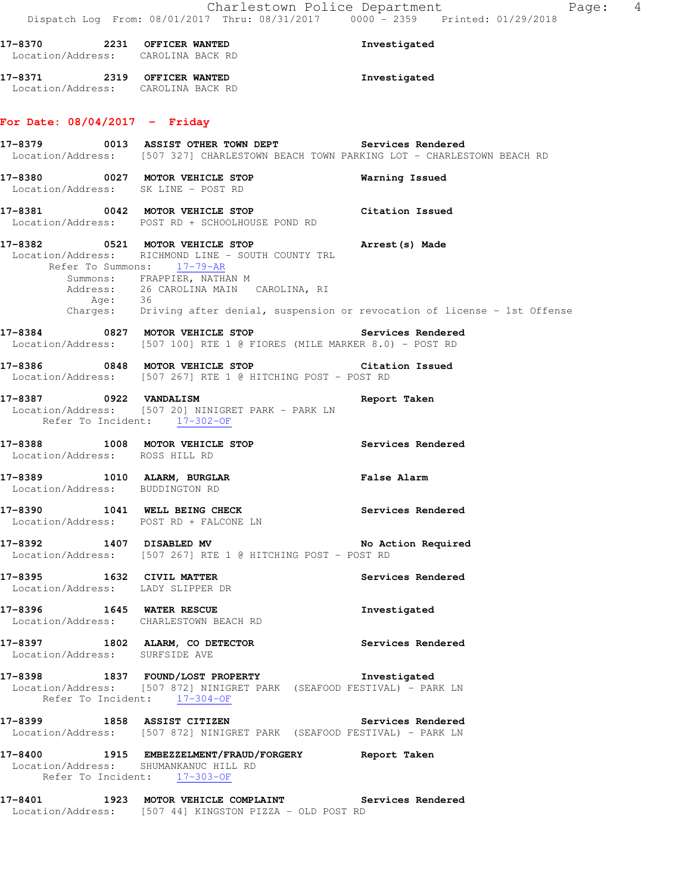17-8370 2231 OFFICER WANTED Investigated
Location/Address: CAROLINA BACK RD

17-8371 2319 OFFICER WANTED Investigated
Location/Address: CAROLINA BACK RD

## For Date: 08/04/2017 - Friday

17-8379 0013 ASSIST OTHER TOWN DEPT Services Rendered
Location/Address: [507 327] CHARLESTOWN BEACH TOWN PARKING LOT - CHARLESTOWN BEACH RD

17-8380 0027 MOTOR VEHICLE STOP Warning Issued
Location/Address: SK LINE - POST RD

17-8381 0042 MOTOR VEHICLE STOP Citation Issued
Location/Address: POST RD + SCHOOLHOUSE POND RD

17-8382 0521 MOTOR VEHICLE STOP Arrest(s) Made
Location/Address: RICHMOND LINE - SOUTH COUNTY TRL
Refer To Summons: 17-79-AR
Summons: FRAPPIER, NATHAN M
Address: 26 CAROLINA MAIN CAROLINA, RI
Age: 36
Charges: Driving after denial, suspension or revocation of license - 1st Offense

17-8384 0827 MOTOR VEHICLE STOP Services Rendered
Location/Address: [507 100] RTE 1 @ FIORES (MILE MARKER 8.0) - POST RD

17-8386 0848 MOTOR VEHICLE STOP Citation Issued
Location/Address: [507 267] RTE 1 @ HITCHING POST - POST RD

17-8387 0922 VANDALISM Report Taken
Location/Address: [507 20] NINIGRET PARK - PARK LN
Refer To Incident: 17-302-OF

17-8388 1008 MOTOR VEHICLE STOP Services Rendered
Location/Address: ROSS HILL RD

17-8389 1010 ALARM, BURGLAR False Alarm
Location/Address: BUDDINGTON RD

17-8390 1041 WELL BEING CHECK Services Rendered
Location/Address: POST RD + FALCONE LN

17-8392 1407 DISABLED MV No Action Required
Location/Address: [507 267] RTE 1 @ HITCHING POST - POST RD

17-8395 1632 CIVIL MATTER Services Rendered
Location/Address: LADY SLIPPER DR

17-8396 1645 WATER RESCUE Investigated
Location/Address: CHARLESTOWN BEACH RD

17-8397 1802 ALARM, CO DETECTOR Services Rendered
Location/Address: SURFSIDE AVE

17-8398 1837 FOUND/LOST PROPERTY Investigated
Location/Address: [507 872] NINIGRET PARK (SEAFOOD FESTIVAL) - PARK LN
Refer To Incident: 17-304-OF

17-8399 1858 ASSIST CITIZEN Services Rendered
Location/Address: [507 872] NINIGRET PARK (SEAFOOD FESTIVAL) - PARK LN

17-8400 1915 EMBEZZELMENT/FRAUD/FORGERY Report Taken
Location/Address: SHUMANKANUC HILL RD
Refer To Incident: 17-303-OF

17-8401 1923 MOTOR VEHICLE COMPLAINT Services Rendered
Location/Address: [507 44] KINGSTON PIZZA - OLD POST RD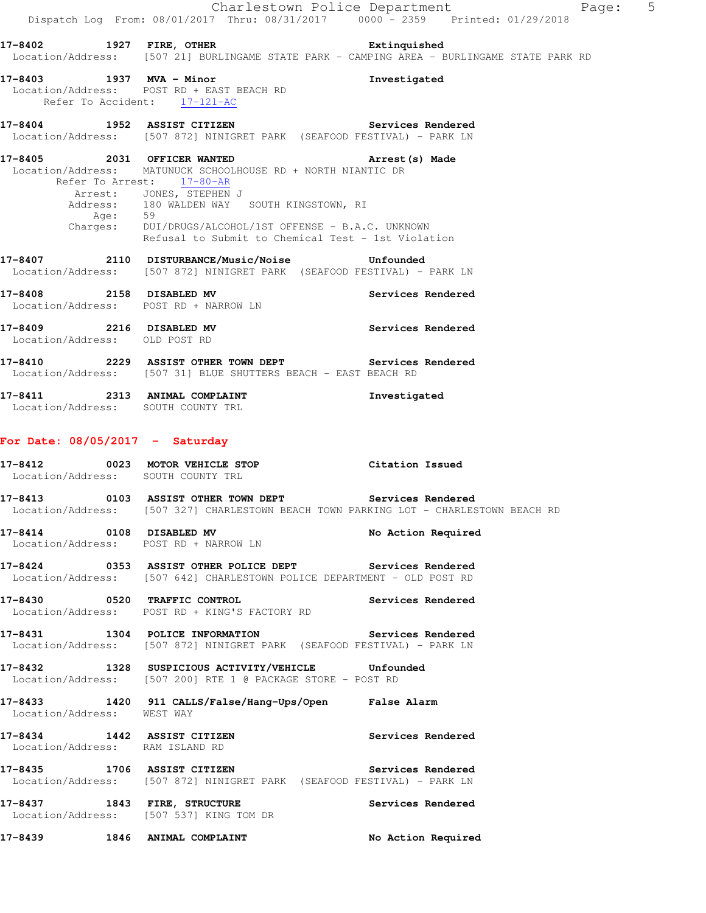17-8402 1927 **FIRE, OTHER** **Extinguished**
Location/Address: [507 21] BURLINGAME STATE PARK - CAMPING AREA - BURLINGAME STATE PARK RD

17-8403 1937 **MVA - Minor** **Investigated**
Location/Address: POST RD + EAST BEACH RD
Refer To Accident: 17-121-AC

17-8404 1952 **ASSIST CITIZEN** **Services Rendered**
Location/Address: [507 872] NINIGRET PARK (SEAFOOD FESTIVAL) - PARK LN

17-8405 2031 **OFFICER WANTED** **Arrest(s) Made**
Location/Address: MATUNUCK SCHOOLHOUSE RD + NORTH NIANTIC DR
Refer To Arrest: 17-80-AR
Arrest: JONES, STEPHEN J
Address: 180 WALDEN WAY SOUTH KINGSTOWN, RI
Age: 59
Charges: DUI/DRUGS/ALCOHOL/1ST OFFENSE - B.A.C. UNKNOWN
Refusal to Submit to Chemical Test - 1st Violation

17-8407 2110 **DISTURBANCE/Music/Noise** **Unfounded**
Location/Address: [507 872] NINIGRET PARK (SEAFOOD FESTIVAL) - PARK LN

17-8408 2158 **DISABLED MV** **Services Rendered**
Location/Address: POST RD + NARROW LN

17-8409 2216 **DISABLED MV** **Services Rendered**
Location/Address: OLD POST RD

17-8410 2229 **ASSIST OTHER TOWN DEPT** **Services Rendered**
Location/Address: [507 31] BLUE SHUTTERS BEACH - EAST BEACH RD

17-8411 2313 **ANIMAL COMPLAINT** **Investigated**
Location/Address: SOUTH COUNTY TRL

## For Date: 08/05/2017 - Saturday

17-8412 0023 **MOTOR VEHICLE STOP** **Citation Issued**
Location/Address: SOUTH COUNTY TRL

17-8413 0103 **ASSIST OTHER TOWN DEPT** **Services Rendered**
Location/Address: [507 327] CHARLESTOWN BEACH TOWN PARKING LOT - CHARLESTOWN BEACH RD

17-8414 0108 **DISABLED MV** **No Action Required**
Location/Address: POST RD + NARROW LN

17-8424 0353 **ASSIST OTHER POLICE DEPT** **Services Rendered**
Location/Address: [507 642] CHARLESTOWN POLICE DEPARTMENT - OLD POST RD

17-8430 0520 **TRAFFIC CONTROL** **Services Rendered**
Location/Address: POST RD + KING'S FACTORY RD

17-8431 1304 **POLICE INFORMATION** **Services Rendered**
Location/Address: [507 872] NINIGRET PARK (SEAFOOD FESTIVAL) - PARK LN

17-8432 1328 **SUSPICIOUS ACTIVITY/VEHICLE** **Unfounded**
Location/Address: [507 200] RTE 1 @ PACKAGE STORE - POST RD

17-8433 1420 **911 CALLS/False/Hang-Ups/Open** **False Alarm**
Location/Address: WEST WAY

17-8434 1442 **ASSIST CITIZEN** **Services Rendered**
Location/Address: RAM ISLAND RD

17-8435 1706 **ASSIST CITIZEN** **Services Rendered**
Location/Address: [507 872] NINIGRET PARK (SEAFOOD FESTIVAL) - PARK LN

17-8437 1843 **FIRE, STRUCTURE** **Services Rendered**
Location/Address: [507 537] KING TOM DR

17-8439 1846 **ANIMAL COMPLAINT** **No Action Required**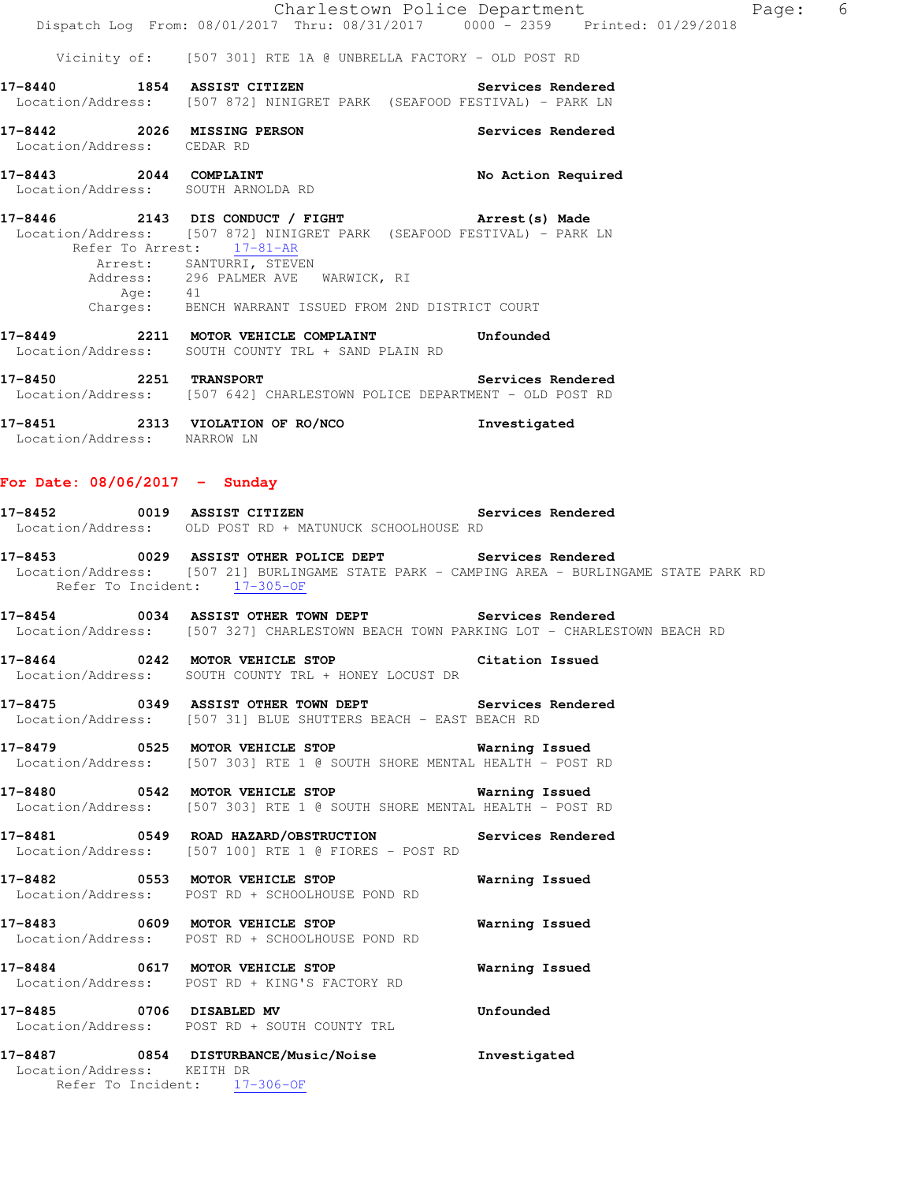Vicinity of: [507 301] RTE 1A @ UNBRELLA FACTORY - OLD POST RD

**17-8440 1854 ASSIST CITIZEN** Services Rendered
Location/Address: [507 872] NINIGRET PARK (SEAFOOD FESTIVAL) - PARK LN

**17-8442 2026 MISSING PERSON** Services Rendered
Location/Address: CEDAR RD

**17-8443 2044 COMPLAINT** No Action Required
Location/Address: SOUTH ARNOLDA RD

**17-8446 2143 DIS CONDUCT / FIGHT** Arrest(s) Made
Location/Address: [507 872] NINIGRET PARK (SEAFOOD FESTIVAL) - PARK LN
Refer To Arrest: 17-81-AR
Arrest: SANTURRI, STEVEN
Address: 296 PALMER AVE WARWICK, RI
Age: 41
Charges: BENCH WARRANT ISSUED FROM 2ND DISTRICT COURT

**17-8449 2211 MOTOR VEHICLE COMPLAINT** Unfounded
Location/Address: SOUTH COUNTY TRL + SAND PLAIN RD

**17-8450 2251 TRANSPORT** Services Rendered
Location/Address: [507 642] CHARLESTOWN POLICE DEPARTMENT - OLD POST RD

**17-8451 2313 VIOLATION OF RO/NCO** Investigated
Location/Address: NARROW LN

## For Date: 08/06/2017 - Sunday

**17-8452 0019 ASSIST CITIZEN** Services Rendered
Location/Address: OLD POST RD + MATUNUCK SCHOOLHOUSE RD

**17-8453 0029 ASSIST OTHER POLICE DEPT** Services Rendered
Location/Address: [507 21] BURLINGAME STATE PARK - CAMPING AREA - BURLINGAME STATE PARK RD
Refer To Incident: 17-305-OF

**17-8454 0034 ASSIST OTHER TOWN DEPT** Services Rendered
Location/Address: [507 327] CHARLESTOWN BEACH TOWN PARKING LOT - CHARLESTOWN BEACH RD

**17-8464 0242 MOTOR VEHICLE STOP** Citation Issued
Location/Address: SOUTH COUNTY TRL + HONEY LOCUST DR

**17-8475 0349 ASSIST OTHER TOWN DEPT** Services Rendered
Location/Address: [507 31] BLUE SHUTTERS BEACH - EAST BEACH RD

**17-8479 0525 MOTOR VEHICLE STOP** Warning Issued
Location/Address: [507 303] RTE 1 @ SOUTH SHORE MENTAL HEALTH - POST RD

**17-8480 0542 MOTOR VEHICLE STOP** Warning Issued
Location/Address: [507 303] RTE 1 @ SOUTH SHORE MENTAL HEALTH - POST RD

**17-8481 0549 ROAD HAZARD/OBSTRUCTION** Services Rendered
Location/Address: [507 100] RTE 1 @ FIORES - POST RD

**17-8482 0553 MOTOR VEHICLE STOP** Warning Issued
Location/Address: POST RD + SCHOOLHOUSE POND RD

**17-8483 0609 MOTOR VEHICLE STOP** Warning Issued
Location/Address: POST RD + SCHOOLHOUSE POND RD

**17-8484 0617 MOTOR VEHICLE STOP** Warning Issued
Location/Address: POST RD + KING'S FACTORY RD

**17-8485 0706 DISABLED MV** Unfounded
Location/Address: POST RD + SOUTH COUNTY TRL

**17-8487 0854 DISTURBANCE/Music/Noise** Investigated
Location/Address: KEITH DR
Refer To Incident: 17-306-OF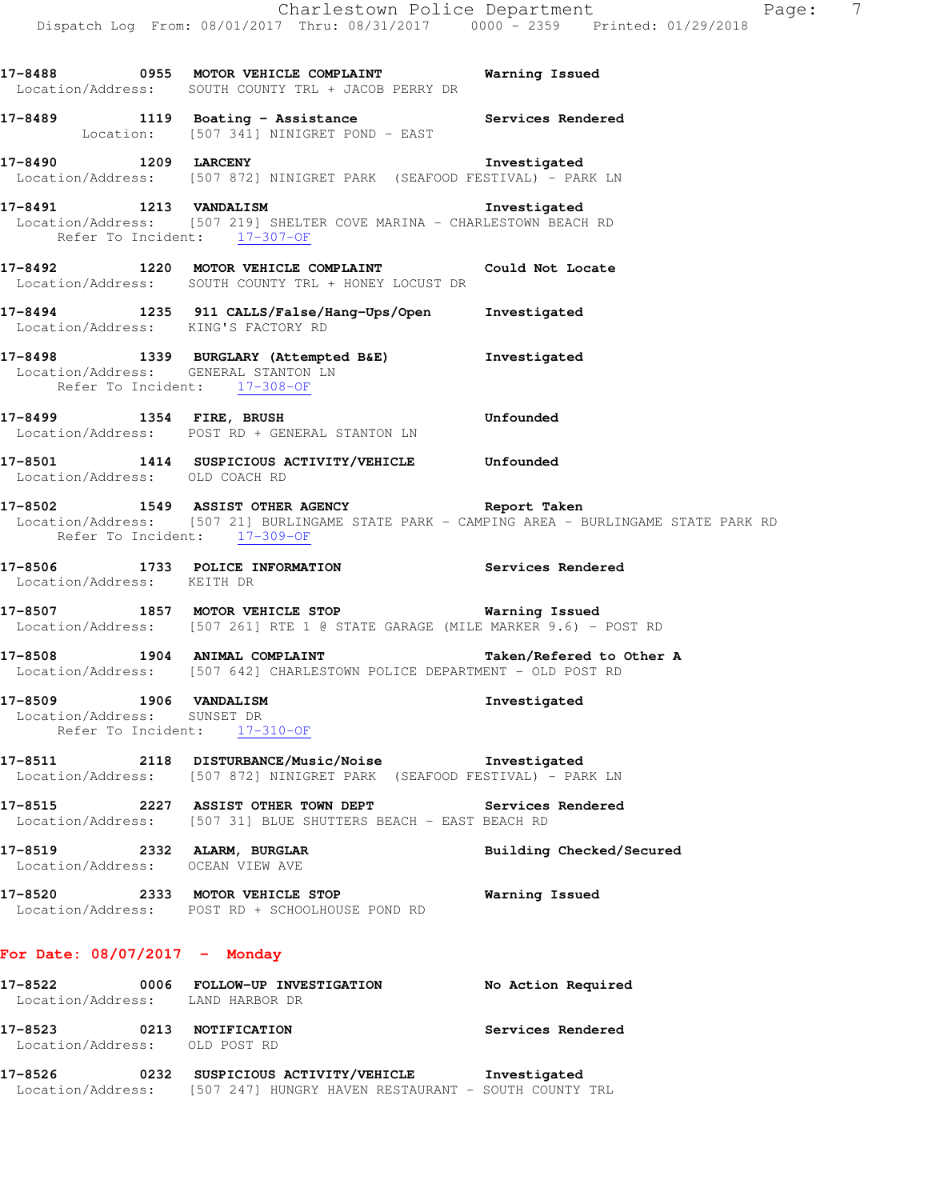**17-8488 0955 MOTOR VEHICLE COMPLAINT** — Warning Issued
Location/Address: SOUTH COUNTY TRL + JACOB PERRY DR

**17-8489 1119 Boating - Assistance** — Services Rendered
Location: [507 341] NINIGRET POND - EAST

**17-8490 1209 LARCENY** — Investigated
Location/Address: [507 872] NINIGRET PARK (SEAFOOD FESTIVAL) - PARK LN

**17-8491 1213 VANDALISM** — Investigated
Location/Address: [507 219] SHELTER COVE MARINA - CHARLESTOWN BEACH RD
Refer To Incident: 17-307-OF

**17-8492 1220 MOTOR VEHICLE COMPLAINT** — Could Not Locate
Location/Address: SOUTH COUNTY TRL + HONEY LOCUST DR

**17-8494 1235 911 CALLS/False/Hang-Ups/Open** — Investigated
Location/Address: KING'S FACTORY RD

**17-8498 1339 BURGLARY (Attempted B&E)** — Investigated
Location/Address: GENERAL STANTON LN
Refer To Incident: 17-308-OF

**17-8499 1354 FIRE, BRUSH** — Unfounded
Location/Address: POST RD + GENERAL STANTON LN

**17-8501 1414 SUSPICIOUS ACTIVITY/VEHICLE** — Unfounded
Location/Address: OLD COACH RD

**17-8502 1549 ASSIST OTHER AGENCY** — Report Taken
Location/Address: [507 21] BURLINGAME STATE PARK - CAMPING AREA - BURLINGAME STATE PARK RD
Refer To Incident: 17-309-OF

**17-8506 1733 POLICE INFORMATION** — Services Rendered
Location/Address: KEITH DR

**17-8507 1857 MOTOR VEHICLE STOP** — Warning Issued
Location/Address: [507 261] RTE 1 @ STATE GARAGE (MILE MARKER 9.6) - POST RD

**17-8508 1904 ANIMAL COMPLAINT** — Taken/Refered to Other A
Location/Address: [507 642] CHARLESTOWN POLICE DEPARTMENT - OLD POST RD

**17-8509 1906 VANDALISM** — Investigated
Location/Address: SUNSET DR
Refer To Incident: 17-310-OF

**17-8511 2118 DISTURBANCE/Music/Noise** — Investigated
Location/Address: [507 872] NINIGRET PARK (SEAFOOD FESTIVAL) - PARK LN

**17-8515 2227 ASSIST OTHER TOWN DEPT** — Services Rendered
Location/Address: [507 31] BLUE SHUTTERS BEACH - EAST BEACH RD

**17-8519 2332 ALARM, BURGLAR** — Building Checked/Secured
Location/Address: OCEAN VIEW AVE

**17-8520 2333 MOTOR VEHICLE STOP** — Warning Issued
Location/Address: POST RD + SCHOOLHOUSE POND RD

## For Date: 08/07/2017 - Monday

**17-8522 0006 FOLLOW-UP INVESTIGATION** — No Action Required
Location/Address: LAND HARBOR DR

**17-8523 0213 NOTIFICATION** — Services Rendered
Location/Address: OLD POST RD

**17-8526 0232 SUSPICIOUS ACTIVITY/VEHICLE** — Investigated
Location/Address: [507 247] HUNGRY HAVEN RESTAURANT - SOUTH COUNTY TRL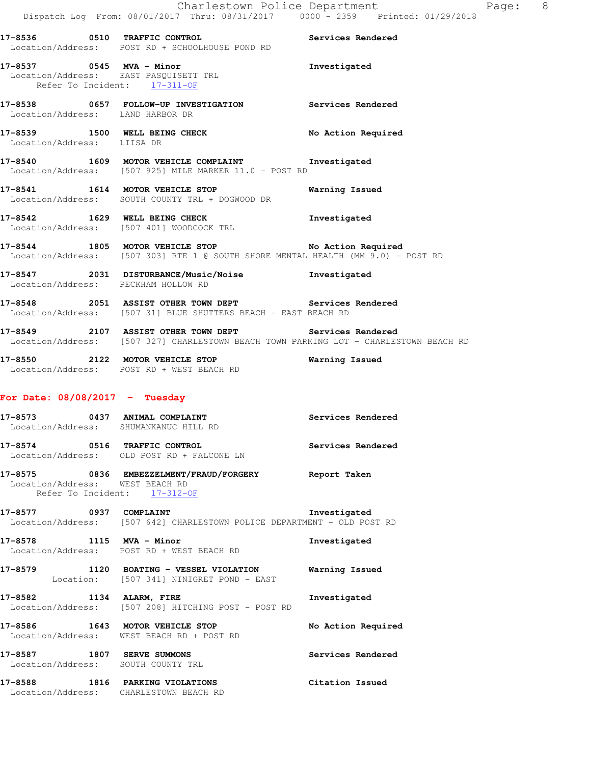**17-8536 0510 TRAFFIC CONTROL** Services Rendered
Location/Address: POST RD + SCHOOLHOUSE POND RD

**17-8537 0545 MVA - Minor** Investigated
Location/Address: EAST PASQUISETT TRL
Refer To Incident: 17-311-OF

**17-8538 0657 FOLLOW-UP INVESTIGATION** Services Rendered
Location/Address: LAND HARBOR DR

**17-8539 1500 WELL BEING CHECK** No Action Required
Location/Address: LIISA DR

**17-8540 1609 MOTOR VEHICLE COMPLAINT** Investigated
Location/Address: [507 925] MILE MARKER 11.0 - POST RD

**17-8541 1614 MOTOR VEHICLE STOP** Warning Issued
Location/Address: SOUTH COUNTY TRL + DOGWOOD DR

**17-8542 1629 WELL BEING CHECK** Investigated
Location/Address: [507 401] WOODCOCK TRL

**17-8544 1805 MOTOR VEHICLE STOP** No Action Required
Location/Address: [507 303] RTE 1 @ SOUTH SHORE MENTAL HEALTH (MM 9.0) - POST RD

**17-8547 2031 DISTURBANCE/Music/Noise** Investigated
Location/Address: PECKHAM HOLLOW RD

**17-8548 2051 ASSIST OTHER TOWN DEPT** Services Rendered
Location/Address: [507 31] BLUE SHUTTERS BEACH - EAST BEACH RD

**17-8549 2107 ASSIST OTHER TOWN DEPT** Services Rendered
Location/Address: [507 327] CHARLESTOWN BEACH TOWN PARKING LOT - CHARLESTOWN BEACH RD

**17-8550 2122 MOTOR VEHICLE STOP** Warning Issued
Location/Address: POST RD + WEST BEACH RD

## For Date: 08/08/2017 - Tuesday

**17-8573 0437 ANIMAL COMPLAINT** Services Rendered
Location/Address: SHUMANKANUC HILL RD

**17-8574 0516 TRAFFIC CONTROL** Services Rendered
Location/Address: OLD POST RD + FALCONE LN

**17-8575 0836 EMBEZZELMENT/FRAUD/FORGERY** Report Taken
Location/Address: WEST BEACH RD
Refer To Incident: 17-312-OF

**17-8577 0937 COMPLAINT** Investigated
Location/Address: [507 642] CHARLESTOWN POLICE DEPARTMENT - OLD POST RD

**17-8578 1115 MVA - Minor** Investigated
Location/Address: POST RD + WEST BEACH RD

**17-8579 1120 BOATING - VESSEL VIOLATION** Warning Issued
Location: [507 341] NINIGRET POND - EAST

**17-8582 1134 ALARM, FIRE** Investigated
Location/Address: [507 208] HITCHING POST - POST RD

**17-8586 1643 MOTOR VEHICLE STOP** No Action Required
Location/Address: WEST BEACH RD + POST RD

**17-8587 1807 SERVE SUMMONS** Services Rendered
Location/Address: SOUTH COUNTY TRL

**17-8588 1816 PARKING VIOLATIONS** Citation Issued
Location/Address: CHARLESTOWN BEACH RD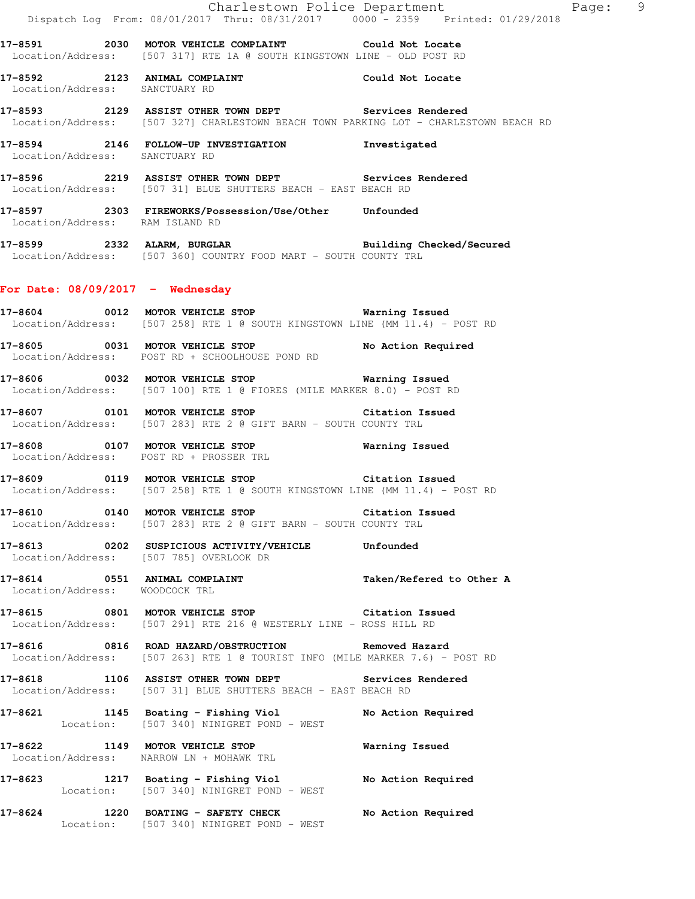17-8591 2030 MOTOR VEHICLE COMPLAINT Could Not Locate
Location/Address: [507 317] RTE 1A @ SOUTH KINGSTOWN LINE - OLD POST RD

17-8592 2123 ANIMAL COMPLAINT Could Not Locate
Location/Address: SANCTUARY RD

17-8593 2129 ASSIST OTHER TOWN DEPT Services Rendered
Location/Address: [507 327] CHARLESTOWN BEACH TOWN PARKING LOT - CHARLESTOWN BEACH RD

17-8594 2146 FOLLOW-UP INVESTIGATION Investigated
Location/Address: SANCTUARY RD

17-8596 2219 ASSIST OTHER TOWN DEPT Services Rendered
Location/Address: [507 31] BLUE SHUTTERS BEACH - EAST BEACH RD

17-8597 2303 FIREWORKS/Possession/Use/Other Unfounded
Location/Address: RAM ISLAND RD

17-8599 2332 ALARM, BURGLAR Building Checked/Secured
Location/Address: [507 360] COUNTRY FOOD MART - SOUTH COUNTY TRL

## For Date: 08/09/2017 - Wednesday

17-8604 0012 MOTOR VEHICLE STOP Warning Issued
Location/Address: [507 258] RTE 1 @ SOUTH KINGSTOWN LINE (MM 11.4) - POST RD

17-8605 0031 MOTOR VEHICLE STOP No Action Required
Location/Address: POST RD + SCHOOLHOUSE POND RD

17-8606 0032 MOTOR VEHICLE STOP Warning Issued
Location/Address: [507 100] RTE 1 @ FIORES (MILE MARKER 8.0) - POST RD

17-8607 0101 MOTOR VEHICLE STOP Citation Issued
Location/Address: [507 283] RTE 2 @ GIFT BARN - SOUTH COUNTY TRL

17-8608 0107 MOTOR VEHICLE STOP Warning Issued
Location/Address: POST RD + PROSSER TRL

17-8609 0119 MOTOR VEHICLE STOP Citation Issued
Location/Address: [507 258] RTE 1 @ SOUTH KINGSTOWN LINE (MM 11.4) - POST RD

17-8610 0140 MOTOR VEHICLE STOP Citation Issued
Location/Address: [507 283] RTE 2 @ GIFT BARN - SOUTH COUNTY TRL

17-8613 0202 SUSPICIOUS ACTIVITY/VEHICLE Unfounded
Location/Address: [507 785] OVERLOOK DR

17-8614 0551 ANIMAL COMPLAINT Taken/Refered to Other A
Location/Address: WOODCOCK TRL

17-8615 0801 MOTOR VEHICLE STOP Citation Issued
Location/Address: [507 291] RTE 216 @ WESTERLY LINE - ROSS HILL RD

17-8616 0816 ROAD HAZARD/OBSTRUCTION Removed Hazard
Location/Address: [507 263] RTE 1 @ TOURIST INFO (MILE MARKER 7.6) - POST RD

17-8618 1106 ASSIST OTHER TOWN DEPT Services Rendered
Location/Address: [507 31] BLUE SHUTTERS BEACH - EAST BEACH RD

17-8621 1145 Boating - Fishing Viol No Action Required
Location: [507 340] NINIGRET POND - WEST

17-8622 1149 MOTOR VEHICLE STOP Warning Issued
Location/Address: NARROW LN + MOHAWK TRL

17-8623 1217 Boating - Fishing Viol No Action Required
Location: [507 340] NINIGRET POND - WEST

17-8624 1220 BOATING - SAFETY CHECK No Action Required
Location: [507 340] NINIGRET POND - WEST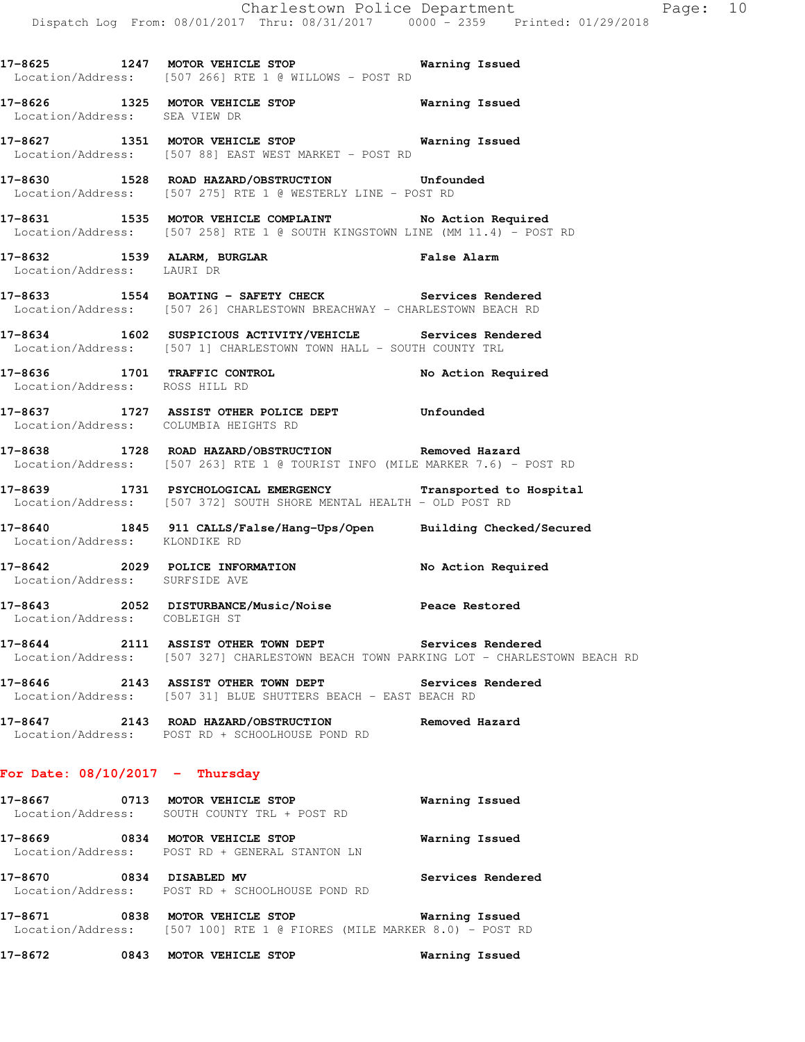**17-8625 1247 MOTOR VEHICLE STOP Warning Issued**
Location/Address: [507 266] RTE 1 @ WILLOWS - POST RD

**17-8626 1325 MOTOR VEHICLE STOP Warning Issued**
Location/Address: SEA VIEW DR

**17-8627 1351 MOTOR VEHICLE STOP Warning Issued**
Location/Address: [507 88] EAST WEST MARKET - POST RD

**17-8630 1528 ROAD HAZARD/OBSTRUCTION Unfounded**
Location/Address: [507 275] RTE 1 @ WESTERLY LINE - POST RD

**17-8631 1535 MOTOR VEHICLE COMPLAINT No Action Required**
Location/Address: [507 258] RTE 1 @ SOUTH KINGSTOWN LINE (MM 11.4) - POST RD

**17-8632 1539 ALARM, BURGLAR False Alarm**
Location/Address: LAURI DR

**17-8633 1554 BOATING - SAFETY CHECK Services Rendered**
Location/Address: [507 26] CHARLESTOWN BREACHWAY - CHARLESTOWN BEACH RD

**17-8634 1602 SUSPICIOUS ACTIVITY/VEHICLE Services Rendered**
Location/Address: [507 1] CHARLESTOWN TOWN HALL - SOUTH COUNTY TRL

**17-8636 1701 TRAFFIC CONTROL No Action Required**
Location/Address: ROSS HILL RD

**17-8637 1727 ASSIST OTHER POLICE DEPT Unfounded**
Location/Address: COLUMBIA HEIGHTS RD

**17-8638 1728 ROAD HAZARD/OBSTRUCTION Removed Hazard**
Location/Address: [507 263] RTE 1 @ TOURIST INFO (MILE MARKER 7.6) - POST RD

**17-8639 1731 PSYCHOLOGICAL EMERGENCY Transported to Hospital**
Location/Address: [507 372] SOUTH SHORE MENTAL HEALTH - OLD POST RD

**17-8640 1845 911 CALLS/False/Hang-Ups/Open Building Checked/Secured**
Location/Address: KLONDIKE RD

**17-8642 2029 POLICE INFORMATION No Action Required**
Location/Address: SURFSIDE AVE

**17-8643 2052 DISTURBANCE/Music/Noise Peace Restored**
Location/Address: COBLEIGH ST

**17-8644 2111 ASSIST OTHER TOWN DEPT Services Rendered**
Location/Address: [507 327] CHARLESTOWN BEACH TOWN PARKING LOT - CHARLESTOWN BEACH RD

**17-8646 2143 ASSIST OTHER TOWN DEPT Services Rendered**
Location/Address: [507 31] BLUE SHUTTERS BEACH - EAST BEACH RD

**17-8647 2143 ROAD HAZARD/OBSTRUCTION Removed Hazard**
Location/Address: POST RD + SCHOOLHOUSE POND RD

## For Date: 08/10/2017 - Thursday

**17-8667 0713 MOTOR VEHICLE STOP Warning Issued**
Location/Address: SOUTH COUNTY TRL + POST RD

**17-8669 0834 MOTOR VEHICLE STOP Warning Issued**
Location/Address: POST RD + GENERAL STANTON LN

**17-8670 0834 DISABLED MV Services Rendered**
Location/Address: POST RD + SCHOOLHOUSE POND RD

**17-8671 0838 MOTOR VEHICLE STOP Warning Issued**
Location/Address: [507 100] RTE 1 @ FIORES (MILE MARKER 8.0) - POST RD

**17-8672 0843 MOTOR VEHICLE STOP Warning Issued**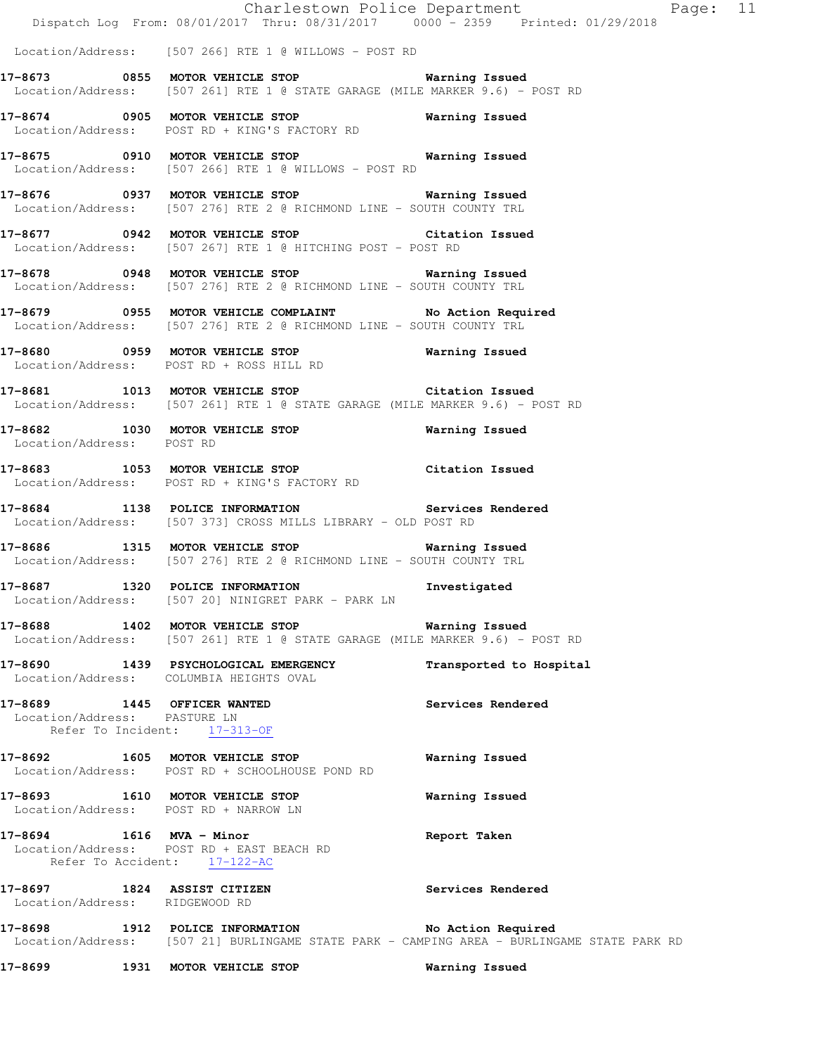Location/Address: [507 266] RTE 1 @ WILLOWS - POST RD

**17-8673 0855 MOTOR VEHICLE STOP Warning Issued**
Location/Address: [507 261] RTE 1 @ STATE GARAGE (MILE MARKER 9.6) - POST RD

**17-8674 0905 MOTOR VEHICLE STOP Warning Issued**
Location/Address: POST RD + KING'S FACTORY RD

**17-8675 0910 MOTOR VEHICLE STOP Warning Issued**
Location/Address: [507 266] RTE 1 @ WILLOWS - POST RD

**17-8676 0937 MOTOR VEHICLE STOP Warning Issued**
Location/Address: [507 276] RTE 2 @ RICHMOND LINE - SOUTH COUNTY TRL

**17-8677 0942 MOTOR VEHICLE STOP Citation Issued**
Location/Address: [507 267] RTE 1 @ HITCHING POST - POST RD

**17-8678 0948 MOTOR VEHICLE STOP Warning Issued**
Location/Address: [507 276] RTE 2 @ RICHMOND LINE - SOUTH COUNTY TRL

**17-8679 0955 MOTOR VEHICLE COMPLAINT No Action Required**
Location/Address: [507 276] RTE 2 @ RICHMOND LINE - SOUTH COUNTY TRL

**17-8680 0959 MOTOR VEHICLE STOP Warning Issued**
Location/Address: POST RD + ROSS HILL RD

**17-8681 1013 MOTOR VEHICLE STOP Citation Issued**
Location/Address: [507 261] RTE 1 @ STATE GARAGE (MILE MARKER 9.6) - POST RD

**17-8682 1030 MOTOR VEHICLE STOP Warning Issued**
Location/Address: POST RD

**17-8683 1053 MOTOR VEHICLE STOP Citation Issued**
Location/Address: POST RD + KING'S FACTORY RD

**17-8684 1138 POLICE INFORMATION Services Rendered**
Location/Address: [507 373] CROSS MILLS LIBRARY - OLD POST RD

**17-8686 1315 MOTOR VEHICLE STOP Warning Issued**
Location/Address: [507 276] RTE 2 @ RICHMOND LINE - SOUTH COUNTY TRL

**17-8687 1320 POLICE INFORMATION Investigated**
Location/Address: [507 20] NINIGRET PARK - PARK LN

**17-8688 1402 MOTOR VEHICLE STOP Warning Issued**
Location/Address: [507 261] RTE 1 @ STATE GARAGE (MILE MARKER 9.6) - POST RD

**17-8690 1439 PSYCHOLOGICAL EMERGENCY Transported to Hospital**
Location/Address: COLUMBIA HEIGHTS OVAL

**17-8689 1445 OFFICER WANTED Services Rendered**
Location/Address: PASTURE LN
Refer To Incident: 17-313-OF

**17-8692 1605 MOTOR VEHICLE STOP Warning Issued**
Location/Address: POST RD + SCHOOLHOUSE POND RD

**17-8693 1610 MOTOR VEHICLE STOP Warning Issued**
Location/Address: POST RD + NARROW LN

**17-8694 1616 MVA - Minor Report Taken**
Location/Address: POST RD + EAST BEACH RD
Refer To Accident: 17-122-AC

**17-8697 1824 ASSIST CITIZEN Services Rendered**
Location/Address: RIDGEWOOD RD

**17-8698 1912 POLICE INFORMATION No Action Required**
Location/Address: [507 21] BURLINGAME STATE PARK - CAMPING AREA - BURLINGAME STATE PARK RD

**17-8699 1931 MOTOR VEHICLE STOP Warning Issued**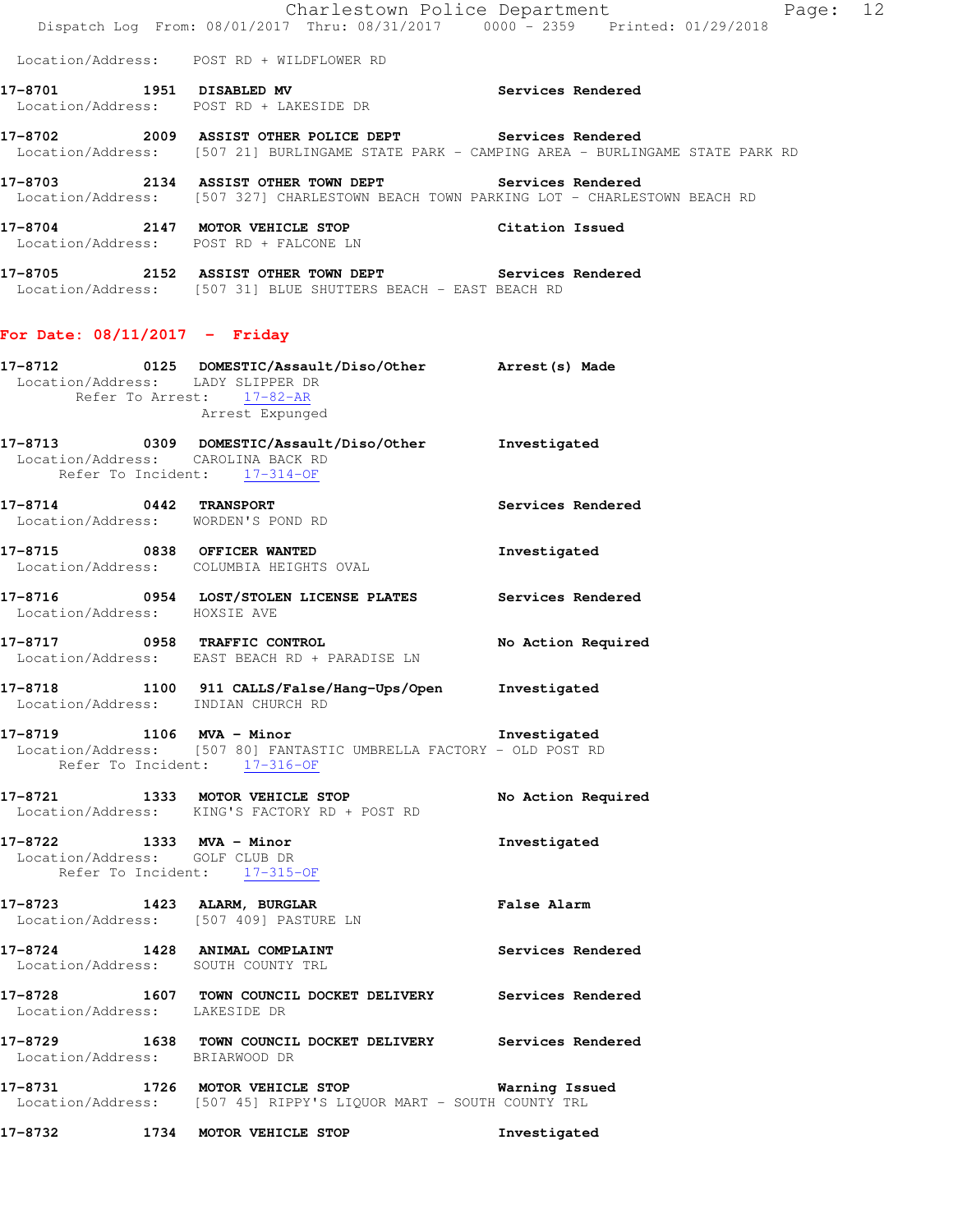Location/Address: POST RD + WILDFLOWER RD

**17-8701** 1951 **DISABLED MV** **Services Rendered**
Location/Address: POST RD + LAKESIDE DR

**17-8702** 2009 **ASSIST OTHER POLICE DEPT** **Services Rendered**
Location/Address: [507 21] BURLINGAME STATE PARK - CAMPING AREA - BURLINGAME STATE PARK RD

**17-8703** 2134 **ASSIST OTHER TOWN DEPT** **Services Rendered**
Location/Address: [507 327] CHARLESTOWN BEACH TOWN PARKING LOT - CHARLESTOWN BEACH RD

**17-8704** 2147 **MOTOR VEHICLE STOP** **Citation Issued**
Location/Address: POST RD + FALCONE LN

**17-8705** 2152 **ASSIST OTHER TOWN DEPT** **Services Rendered**
Location/Address: [507 31] BLUE SHUTTERS BEACH - EAST BEACH RD

## For Date: 08/11/2017 - Friday

**17-8712** 0125 **DOMESTIC/Assault/Diso/Other** **Arrest(s) Made**
Location/Address: LADY SLIPPER DR
Refer To Arrest: 17-82-AR
Arrest Expunged

**17-8713** 0309 **DOMESTIC/Assault/Diso/Other** **Investigated**
Location/Address: CAROLINA BACK RD
Refer To Incident: 17-314-OF

**17-8714** 0442 **TRANSPORT** **Services Rendered**
Location/Address: WORDEN'S POND RD

**17-8715** 0838 **OFFICER WANTED** **Investigated**
Location/Address: COLUMBIA HEIGHTS OVAL

**17-8716** 0954 **LOST/STOLEN LICENSE PLATES** **Services Rendered**
Location/Address: HOXSIE AVE

**17-8717** 0958 **TRAFFIC CONTROL** **No Action Required**
Location/Address: EAST BEACH RD + PARADISE LN

**17-8718** 1100 **911 CALLS/False/Hang-Ups/Open** **Investigated**
Location/Address: INDIAN CHURCH RD

**17-8719** 1106 **MVA - Minor** **Investigated**
Location/Address: [507 80] FANTASTIC UMBRELLA FACTORY - OLD POST RD
Refer To Incident: 17-316-OF

**17-8721** 1333 **MOTOR VEHICLE STOP** **No Action Required**
Location/Address: KING'S FACTORY RD + POST RD

**17-8722** 1333 **MVA - Minor** **Investigated**
Location/Address: GOLF CLUB DR
Refer To Incident: 17-315-OF

**17-8723** 1423 **ALARM, BURGLAR** **False Alarm**
Location/Address: [507 409] PASTURE LN

**17-8724** 1428 **ANIMAL COMPLAINT** **Services Rendered**
Location/Address: SOUTH COUNTY TRL

**17-8728** 1607 **TOWN COUNCIL DOCKET DELIVERY** **Services Rendered**
Location/Address: LAKESIDE DR

**17-8729** 1638 **TOWN COUNCIL DOCKET DELIVERY** **Services Rendered**
Location/Address: BRIARWOOD DR

**17-8731** 1726 **MOTOR VEHICLE STOP** **Warning Issued**
Location/Address: [507 45] RIPPY'S LIQUOR MART - SOUTH COUNTY TRL

**17-8732** 1734 **MOTOR VEHICLE STOP** **Investigated**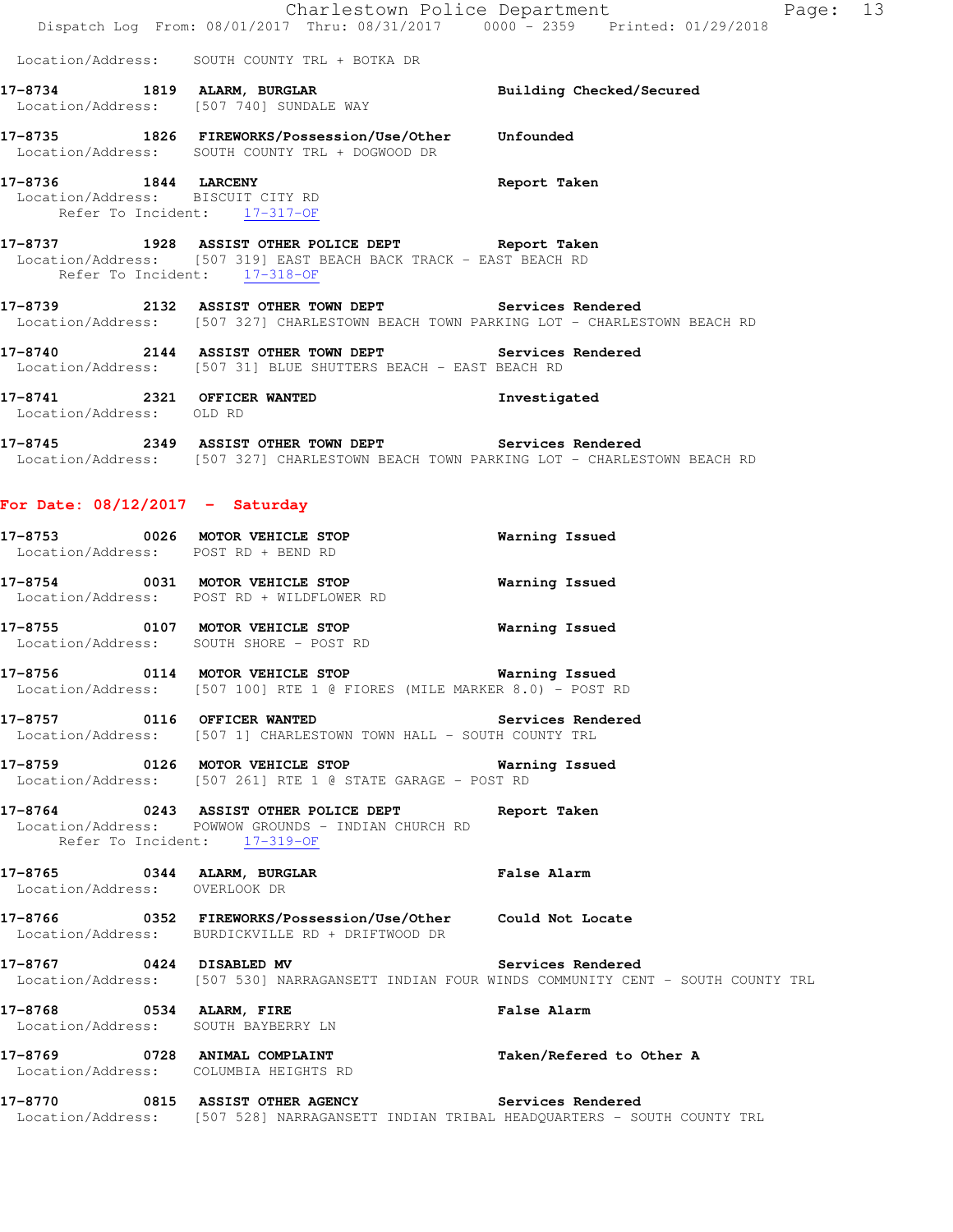Location/Address: SOUTH COUNTY TRL + BOTKA DR

**17-8734 1819 ALARM, BURGLAR** Building Checked/Secured
Location/Address: [507 740] SUNDALE WAY

**17-8735 1826 FIREWORKS/Possession/Use/Other** Unfounded
Location/Address: SOUTH COUNTY TRL + DOGWOOD DR

**17-8736 1844 LARCENY** Report Taken
Location/Address: BISCUIT CITY RD
Refer To Incident: 17-317-OF

**17-8737 1928 ASSIST OTHER POLICE DEPT** Report Taken
Location/Address: [507 319] EAST BEACH BACK TRACK - EAST BEACH RD
Refer To Incident: 17-318-OF

**17-8739 2132 ASSIST OTHER TOWN DEPT** Services Rendered
Location/Address: [507 327] CHARLESTOWN BEACH TOWN PARKING LOT - CHARLESTOWN BEACH RD

**17-8740 2144 ASSIST OTHER TOWN DEPT** Services Rendered
Location/Address: [507 31] BLUE SHUTTERS BEACH - EAST BEACH RD

**17-8741 2321 OFFICER WANTED** Investigated
Location/Address: OLD RD

**17-8745 2349 ASSIST OTHER TOWN DEPT** Services Rendered
Location/Address: [507 327] CHARLESTOWN BEACH TOWN PARKING LOT - CHARLESTOWN BEACH RD

## For Date: 08/12/2017 - Saturday

**17-8753 0026 MOTOR VEHICLE STOP** Warning Issued
Location/Address: POST RD + BEND RD

**17-8754 0031 MOTOR VEHICLE STOP** Warning Issued
Location/Address: POST RD + WILDFLOWER RD

**17-8755 0107 MOTOR VEHICLE STOP** Warning Issued
Location/Address: SOUTH SHORE - POST RD

**17-8756 0114 MOTOR VEHICLE STOP** Warning Issued
Location/Address: [507 100] RTE 1 @ FIORES (MILE MARKER 8.0) - POST RD

**17-8757 0116 OFFICER WANTED** Services Rendered
Location/Address: [507 1] CHARLESTOWN TOWN HALL - SOUTH COUNTY TRL

**17-8759 0126 MOTOR VEHICLE STOP** Warning Issued
Location/Address: [507 261] RTE 1 @ STATE GARAGE - POST RD

**17-8764 0243 ASSIST OTHER POLICE DEPT** Report Taken
Location/Address: POWWOW GROUNDS - INDIAN CHURCH RD
Refer To Incident: 17-319-OF

**17-8765 0344 ALARM, BURGLAR** False Alarm
Location/Address: OVERLOOK DR

**17-8766 0352 FIREWORKS/Possession/Use/Other** Could Not Locate
Location/Address: BURDICKVILLE RD + DRIFTWOOD DR

**17-8767 0424 DISABLED MV** Services Rendered
Location/Address: [507 530] NARRAGANSETT INDIAN FOUR WINDS COMMUNITY CENT - SOUTH COUNTY TRL

**17-8768 0534 ALARM, FIRE** False Alarm
Location/Address: SOUTH BAYBERRY LN

**17-8769 0728 ANIMAL COMPLAINT** Taken/Refered to Other A
Location/Address: COLUMBIA HEIGHTS RD

**17-8770 0815 ASSIST OTHER AGENCY** Services Rendered
Location/Address: [507 528] NARRAGANSETT INDIAN TRIBAL HEADQUARTERS - SOUTH COUNTY TRL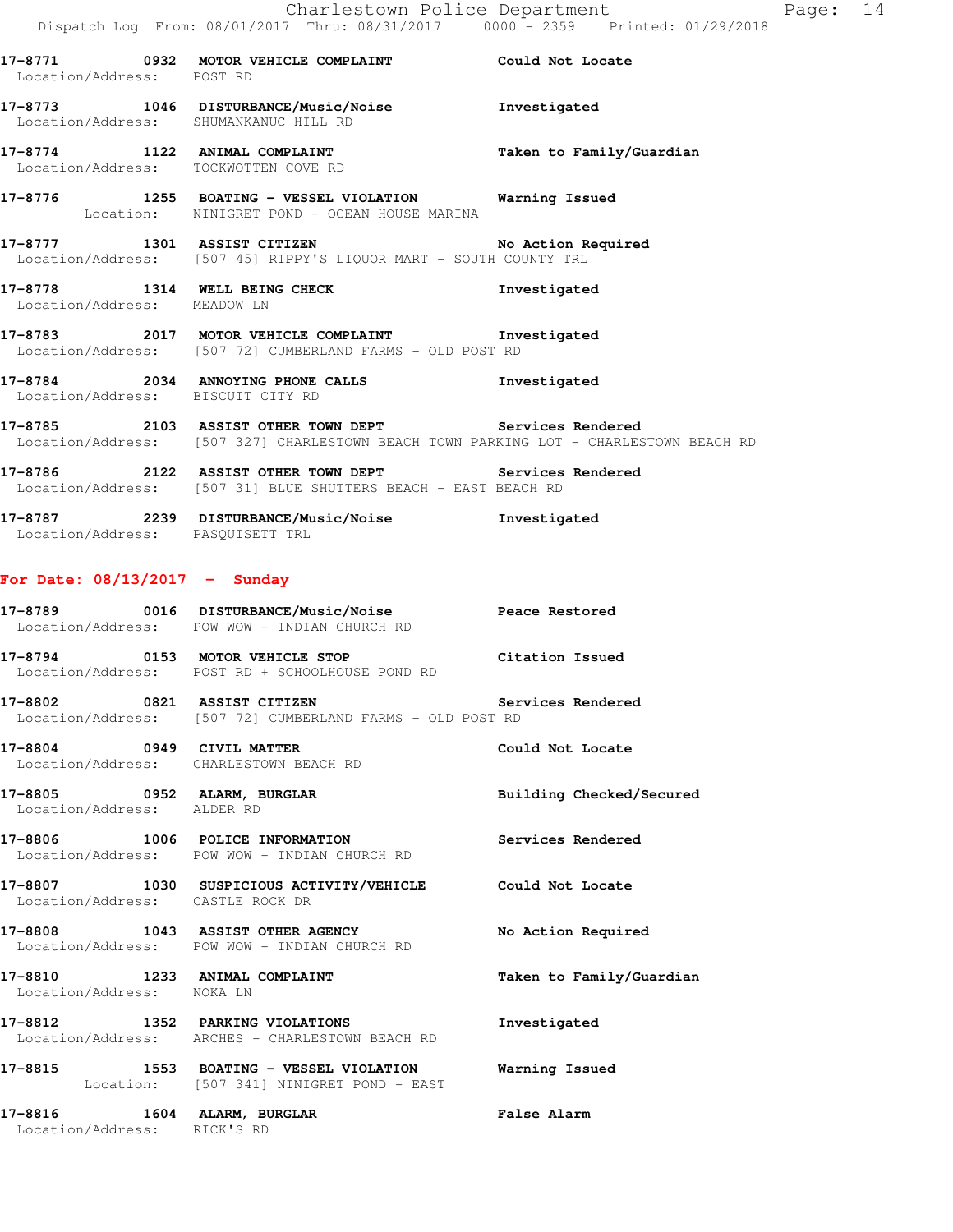**17-8771 0932 MOTOR VEHICLE COMPLAINT** **Could Not Locate**
Location/Address: POST RD

**17-8773 1046 DISTURBANCE/Music/Noise** **Investigated**
Location/Address: SHUMANKANUC HILL RD

**17-8774 1122 ANIMAL COMPLAINT** **Taken to Family/Guardian**
Location/Address: TOCKWOTTEN COVE RD

**17-8776 1255 BOATING - VESSEL VIOLATION** **Warning Issued**
Location: NINIGRET POND - OCEAN HOUSE MARINA

**17-8777 1301 ASSIST CITIZEN** **No Action Required**
Location/Address: [507 45] RIPPY'S LIQUOR MART - SOUTH COUNTY TRL

**17-8778 1314 WELL BEING CHECK** **Investigated**
Location/Address: MEADOW LN

**17-8783 2017 MOTOR VEHICLE COMPLAINT** **Investigated**
Location/Address: [507 72] CUMBERLAND FARMS - OLD POST RD

**17-8784 2034 ANNOYING PHONE CALLS** **Investigated**
Location/Address: BISCUIT CITY RD

**17-8785 2103 ASSIST OTHER TOWN DEPT** **Services Rendered**
Location/Address: [507 327] CHARLESTOWN BEACH TOWN PARKING LOT - CHARLESTOWN BEACH RD

**17-8786 2122 ASSIST OTHER TOWN DEPT** **Services Rendered**
Location/Address: [507 31] BLUE SHUTTERS BEACH - EAST BEACH RD

**17-8787 2239 DISTURBANCE/Music/Noise** **Investigated**
Location/Address: PASQUISETT TRL

## For Date: 08/13/2017 - Sunday

**17-8789 0016 DISTURBANCE/Music/Noise** **Peace Restored**
Location/Address: POW WOW - INDIAN CHURCH RD

**17-8794 0153 MOTOR VEHICLE STOP** **Citation Issued**
Location/Address: POST RD + SCHOOLHOUSE POND RD

**17-8802 0821 ASSIST CITIZEN** **Services Rendered**
Location/Address: [507 72] CUMBERLAND FARMS - OLD POST RD

**17-8804 0949 CIVIL MATTER** **Could Not Locate**
Location/Address: CHARLESTOWN BEACH RD

**17-8805 0952 ALARM, BURGLAR** **Building Checked/Secured**
Location/Address: ALDER RD

**17-8806 1006 POLICE INFORMATION** **Services Rendered**
Location/Address: POW WOW - INDIAN CHURCH RD

**17-8807 1030 SUSPICIOUS ACTIVITY/VEHICLE** **Could Not Locate**
Location/Address: CASTLE ROCK DR

**17-8808 1043 ASSIST OTHER AGENCY** **No Action Required**
Location/Address: POW WOW - INDIAN CHURCH RD

**17-8810 1233 ANIMAL COMPLAINT** **Taken to Family/Guardian**
Location/Address: NOKA LN

**17-8812 1352 PARKING VIOLATIONS** **Investigated**
Location/Address: ARCHES - CHARLESTOWN BEACH RD

**17-8815 1553 BOATING - VESSEL VIOLATION** **Warning Issued**
Location: [507 341] NINIGRET POND - EAST

**17-8816 1604 ALARM, BURGLAR** **False Alarm**
Location/Address: RICK'S RD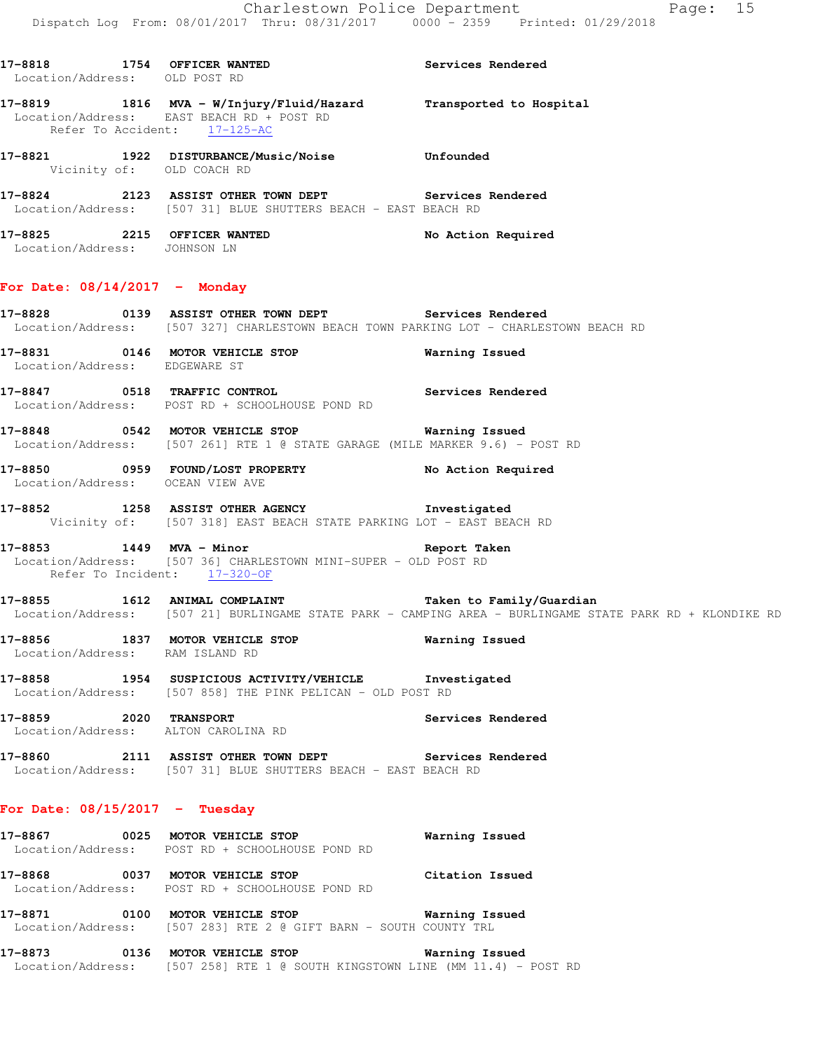**17-8818** 1754 **OFFICER WANTED** Services Rendered
Location/Address: OLD POST RD

**17-8819** 1816 **MVA - W/Injury/Fluid/Hazard** Transported to Hospital
Location/Address: EAST BEACH RD + POST RD
Refer To Accident: 17-125-AC

**17-8821** 1922 **DISTURBANCE/Music/Noise** Unfounded
Vicinity of: OLD COACH RD

**17-8824** 2123 **ASSIST OTHER TOWN DEPT** Services Rendered
Location/Address: [507 31] BLUE SHUTTERS BEACH - EAST BEACH RD

**17-8825** 2215 **OFFICER WANTED** No Action Required
Location/Address: JOHNSON LN

## For Date: 08/14/2017 - Monday

**17-8828** 0139 **ASSIST OTHER TOWN DEPT** Services Rendered
Location/Address: [507 327] CHARLESTOWN BEACH TOWN PARKING LOT - CHARLESTOWN BEACH RD

**17-8831** 0146 **MOTOR VEHICLE STOP** Warning Issued
Location/Address: EDGEWARE ST

**17-8847** 0518 **TRAFFIC CONTROL** Services Rendered
Location/Address: POST RD + SCHOOLHOUSE POND RD

**17-8848** 0542 **MOTOR VEHICLE STOP** Warning Issued
Location/Address: [507 261] RTE 1 @ STATE GARAGE (MILE MARKER 9.6) - POST RD

**17-8850** 0959 **FOUND/LOST PROPERTY** No Action Required
Location/Address: OCEAN VIEW AVE

**17-8852** 1258 **ASSIST OTHER AGENCY** Investigated
Vicinity of: [507 318] EAST BEACH STATE PARKING LOT - EAST BEACH RD

**17-8853** 1449 **MVA - Minor** Report Taken
Location/Address: [507 36] CHARLESTOWN MINI-SUPER - OLD POST RD
Refer To Incident: 17-320-OF

**17-8855** 1612 **ANIMAL COMPLAINT** Taken to Family/Guardian
Location/Address: [507 21] BURLINGAME STATE PARK - CAMPING AREA - BURLINGAME STATE PARK RD + KLONDIKE RD

**17-8856** 1837 **MOTOR VEHICLE STOP** Warning Issued
Location/Address: RAM ISLAND RD

**17-8858** 1954 **SUSPICIOUS ACTIVITY/VEHICLE** Investigated
Location/Address: [507 858] THE PINK PELICAN - OLD POST RD

**17-8859** 2020 **TRANSPORT** Services Rendered
Location/Address: ALTON CAROLINA RD

**17-8860** 2111 **ASSIST OTHER TOWN DEPT** Services Rendered
Location/Address: [507 31] BLUE SHUTTERS BEACH - EAST BEACH RD

## For Date: 08/15/2017 - Tuesday

**17-8867** 0025 **MOTOR VEHICLE STOP** Warning Issued
Location/Address: POST RD + SCHOOLHOUSE POND RD

**17-8868** 0037 **MOTOR VEHICLE STOP** Citation Issued
Location/Address: POST RD + SCHOOLHOUSE POND RD

**17-8871** 0100 **MOTOR VEHICLE STOP** Warning Issued
Location/Address: [507 283] RTE 2 @ GIFT BARN - SOUTH COUNTY TRL

**17-8873** 0136 **MOTOR VEHICLE STOP** Warning Issued
Location/Address: [507 258] RTE 1 @ SOUTH KINGSTOWN LINE (MM 11.4) - POST RD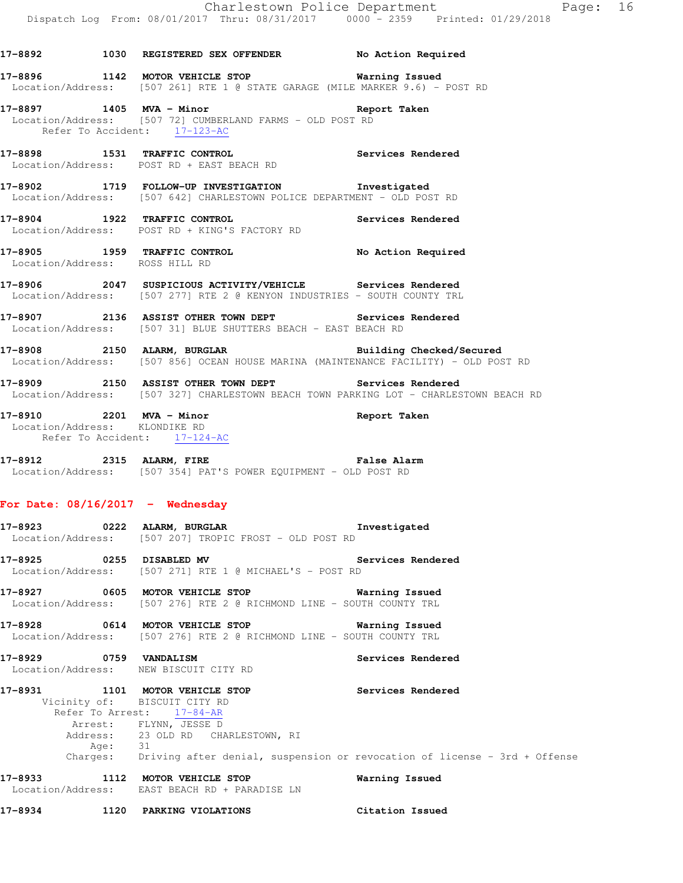17-8892 1030 **REGISTERED SEX OFFENDER** **No Action Required**

17-8896 1142 **MOTOR VEHICLE STOP** **Warning Issued**
Location/Address: [507 261] RTE 1 @ STATE GARAGE (MILE MARKER 9.6) - POST RD

17-8897 1405 **MVA - Minor** **Report Taken**
Location/Address: [507 72] CUMBERLAND FARMS - OLD POST RD
Refer To Accident: 17-123-AC

17-8898 1531 **TRAFFIC CONTROL** **Services Rendered**
Location/Address: POST RD + EAST BEACH RD

17-8902 1719 **FOLLOW-UP INVESTIGATION** **Investigated**
Location/Address: [507 642] CHARLESTOWN POLICE DEPARTMENT - OLD POST RD

17-8904 1922 **TRAFFIC CONTROL** **Services Rendered**
Location/Address: POST RD + KING'S FACTORY RD

17-8905 1959 **TRAFFIC CONTROL** **No Action Required**
Location/Address: ROSS HILL RD

17-8906 2047 **SUSPICIOUS ACTIVITY/VEHICLE** **Services Rendered**
Location/Address: [507 277] RTE 2 @ KENYON INDUSTRIES - SOUTH COUNTY TRL

17-8907 2136 **ASSIST OTHER TOWN DEPT** **Services Rendered**
Location/Address: [507 31] BLUE SHUTTERS BEACH - EAST BEACH RD

17-8908 2150 **ALARM, BURGLAR** **Building Checked/Secured**
Location/Address: [507 856] OCEAN HOUSE MARINA (MAINTENANCE FACILITY) - OLD POST RD

17-8909 2150 **ASSIST OTHER TOWN DEPT** **Services Rendered**
Location/Address: [507 327] CHARLESTOWN BEACH TOWN PARKING LOT - CHARLESTOWN BEACH RD

17-8910 2201 **MVA - Minor** **Report Taken**
Location/Address: KLONDIKE RD
Refer To Accident: 17-124-AC

17-8912 2315 **ALARM, FIRE** **False Alarm**
Location/Address: [507 354] PAT'S POWER EQUIPMENT - OLD POST RD

## For Date: 08/16/2017 - Wednesday

17-8923 0222 **ALARM, BURGLAR** **Investigated**
Location/Address: [507 207] TROPIC FROST - OLD POST RD

17-8925 0255 **DISABLED MV** **Services Rendered**
Location/Address: [507 271] RTE 1 @ MICHAEL'S - POST RD

17-8927 0605 **MOTOR VEHICLE STOP** **Warning Issued**
Location/Address: [507 276] RTE 2 @ RICHMOND LINE - SOUTH COUNTY TRL

17-8928 0614 **MOTOR VEHICLE STOP** **Warning Issued**
Location/Address: [507 276] RTE 2 @ RICHMOND LINE - SOUTH COUNTY TRL

17-8929 0759 **VANDALISM** **Services Rendered**
Location/Address: NEW BISCUIT CITY RD

17-8931 1101 **MOTOR VEHICLE STOP** **Services Rendered**
Vicinity of: BISCUIT CITY RD
Refer To Arrest: 17-84-AR
Arrest: FLYNN, JESSE D
Address: 23 OLD RD CHARLESTOWN, RI
Age: 31
Charges: Driving after denial, suspension or revocation of license - 3rd + Offense

17-8933 1112 **MOTOR VEHICLE STOP** **Warning Issued**
Location/Address: EAST BEACH RD + PARADISE LN

17-8934 1120 **PARKING VIOLATIONS** **Citation Issued**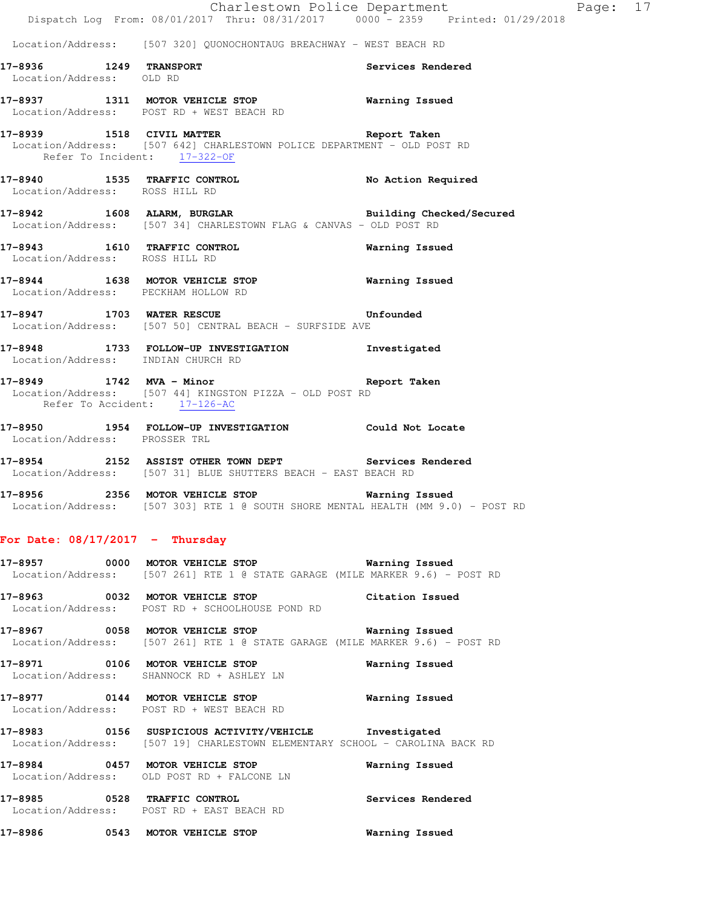Location/Address: [507 320] QUONOCHONTAUG BREACHWAY - WEST BEACH RD

**17-8936 1249 TRANSPORT** Services Rendered
Location/Address: OLD RD

**17-8937 1311 MOTOR VEHICLE STOP** Warning Issued
Location/Address: POST RD + WEST BEACH RD

**17-8939 1518 CIVIL MATTER** Report Taken
Location/Address: [507 642] CHARLESTOWN POLICE DEPARTMENT - OLD POST RD
Refer To Incident: 17-322-OF

**17-8940 1535 TRAFFIC CONTROL** No Action Required
Location/Address: ROSS HILL RD

**17-8942 1608 ALARM, BURGLAR** Building Checked/Secured
Location/Address: [507 34] CHARLESTOWN FLAG & CANVAS - OLD POST RD

**17-8943 1610 TRAFFIC CONTROL** Warning Issued
Location/Address: ROSS HILL RD

**17-8944 1638 MOTOR VEHICLE STOP** Warning Issued
Location/Address: PECKHAM HOLLOW RD

**17-8947 1703 WATER RESCUE** Unfounded
Location/Address: [507 50] CENTRAL BEACH - SURFSIDE AVE

**17-8948 1733 FOLLOW-UP INVESTIGATION** Investigated
Location/Address: INDIAN CHURCH RD

**17-8949 1742 MVA - Minor** Report Taken
Location/Address: [507 44] KINGSTON PIZZA - OLD POST RD
Refer To Accident: 17-126-AC

**17-8950 1954 FOLLOW-UP INVESTIGATION** Could Not Locate
Location/Address: PROSSER TRL

**17-8954 2152 ASSIST OTHER TOWN DEPT** Services Rendered
Location/Address: [507 31] BLUE SHUTTERS BEACH - EAST BEACH RD

**17-8956 2356 MOTOR VEHICLE STOP** Warning Issued
Location/Address: [507 303] RTE 1 @ SOUTH SHORE MENTAL HEALTH (MM 9.0) - POST RD

## For Date: 08/17/2017 - Thursday

**17-8957 0000 MOTOR VEHICLE STOP** Warning Issued
Location/Address: [507 261] RTE 1 @ STATE GARAGE (MILE MARKER 9.6) - POST RD

**17-8963 0032 MOTOR VEHICLE STOP** Citation Issued
Location/Address: POST RD + SCHOOLHOUSE POND RD

**17-8967 0058 MOTOR VEHICLE STOP** Warning Issued
Location/Address: [507 261] RTE 1 @ STATE GARAGE (MILE MARKER 9.6) - POST RD

**17-8971 0106 MOTOR VEHICLE STOP** Warning Issued
Location/Address: SHANNOCK RD + ASHLEY LN

**17-8977 0144 MOTOR VEHICLE STOP** Warning Issued
Location/Address: POST RD + WEST BEACH RD

**17-8983 0156 SUSPICIOUS ACTIVITY/VEHICLE** Investigated
Location/Address: [507 19] CHARLESTOWN ELEMENTARY SCHOOL - CAROLINA BACK RD

**17-8984 0457 MOTOR VEHICLE STOP** Warning Issued
Location/Address: OLD POST RD + FALCONE LN

**17-8985 0528 TRAFFIC CONTROL** Services Rendered
Location/Address: POST RD + EAST BEACH RD

**17-8986 0543 MOTOR VEHICLE STOP** Warning Issued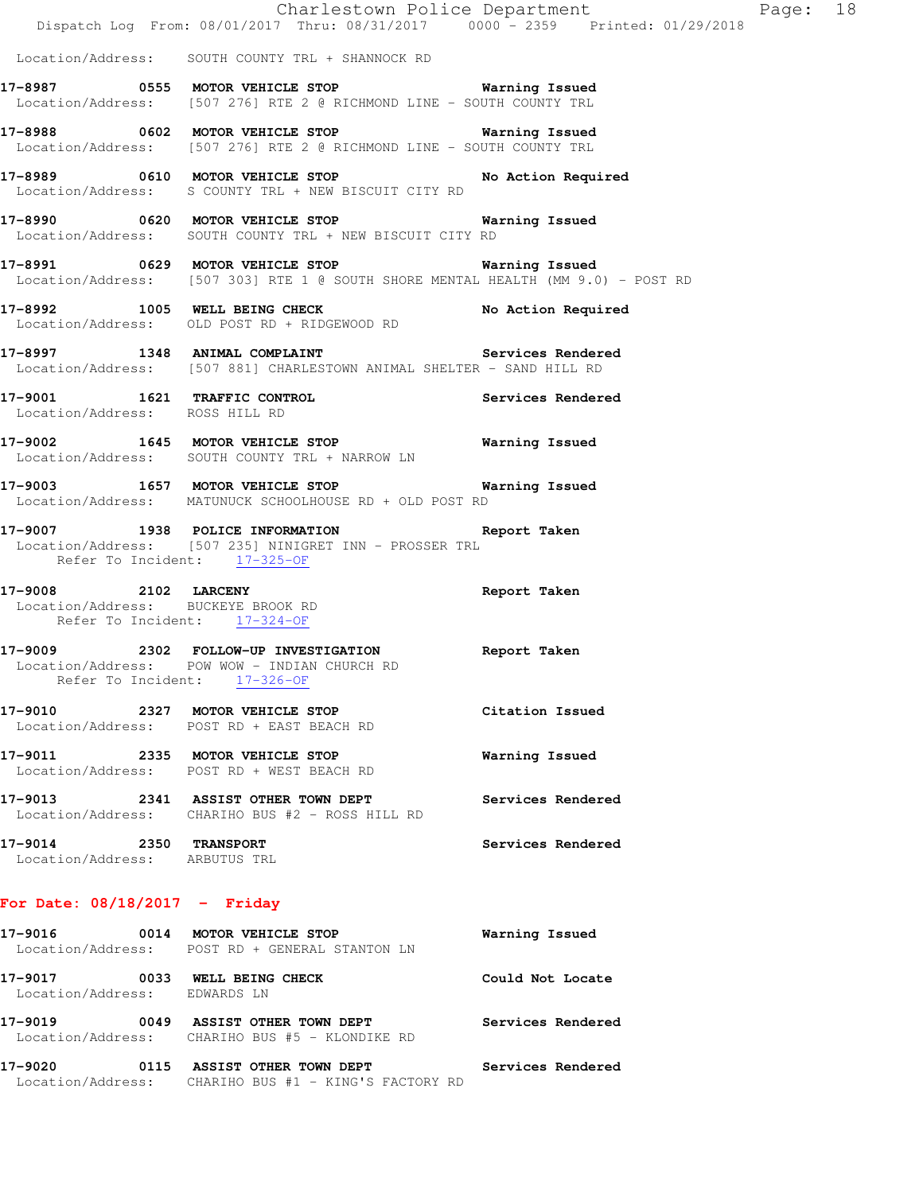Location/Address: SOUTH COUNTY TRL + SHANNOCK RD

**17-8987 0555 MOTOR VEHICLE STOP** Warning Issued
Location/Address: [507 276] RTE 2 @ RICHMOND LINE - SOUTH COUNTY TRL

**17-8988 0602 MOTOR VEHICLE STOP** Warning Issued
Location/Address: [507 276] RTE 2 @ RICHMOND LINE - SOUTH COUNTY TRL

**17-8989 0610 MOTOR VEHICLE STOP** No Action Required
Location/Address: S COUNTY TRL + NEW BISCUIT CITY RD

**17-8990 0620 MOTOR VEHICLE STOP** Warning Issued
Location/Address: SOUTH COUNTY TRL + NEW BISCUIT CITY RD

**17-8991 0629 MOTOR VEHICLE STOP** Warning Issued
Location/Address: [507 303] RTE 1 @ SOUTH SHORE MENTAL HEALTH (MM 9.0) - POST RD

**17-8992 1005 WELL BEING CHECK** No Action Required
Location/Address: OLD POST RD + RIDGEWOOD RD

**17-8997 1348 ANIMAL COMPLAINT** Services Rendered
Location/Address: [507 881] CHARLESTOWN ANIMAL SHELTER - SAND HILL RD

**17-9001 1621 TRAFFIC CONTROL** Services Rendered
Location/Address: ROSS HILL RD

**17-9002 1645 MOTOR VEHICLE STOP** Warning Issued
Location/Address: SOUTH COUNTY TRL + NARROW LN

**17-9003 1657 MOTOR VEHICLE STOP** Warning Issued
Location/Address: MATUNUCK SCHOOLHOUSE RD + OLD POST RD

**17-9007 1938 POLICE INFORMATION** Report Taken
Location/Address: [507 235] NINIGRET INN - PROSSER TRL
Refer To Incident: 17-325-OF

**17-9008 2102 LARCENY** Report Taken
Location/Address: BUCKEYE BROOK RD
Refer To Incident: 17-324-OF

**17-9009 2302 FOLLOW-UP INVESTIGATION** Report Taken
Location/Address: POW WOW - INDIAN CHURCH RD
Refer To Incident: 17-326-OF

**17-9010 2327 MOTOR VEHICLE STOP** Citation Issued
Location/Address: POST RD + EAST BEACH RD

**17-9011 2335 MOTOR VEHICLE STOP** Warning Issued
Location/Address: POST RD + WEST BEACH RD

**17-9013 2341 ASSIST OTHER TOWN DEPT** Services Rendered
Location/Address: CHARIHO BUS #2 - ROSS HILL RD

**17-9014 2350 TRANSPORT** Services Rendered
Location/Address: ARBUTUS TRL

## For Date: 08/18/2017 - Friday

**17-9016 0014 MOTOR VEHICLE STOP** Warning Issued
Location/Address: POST RD + GENERAL STANTON LN

**17-9017 0033 WELL BEING CHECK** Could Not Locate
Location/Address: EDWARDS LN

**17-9019 0049 ASSIST OTHER TOWN DEPT** Services Rendered
Location/Address: CHARIHO BUS #5 - KLONDIKE RD

**17-9020 0115 ASSIST OTHER TOWN DEPT** Services Rendered
Location/Address: CHARIHO BUS #1 - KING'S FACTORY RD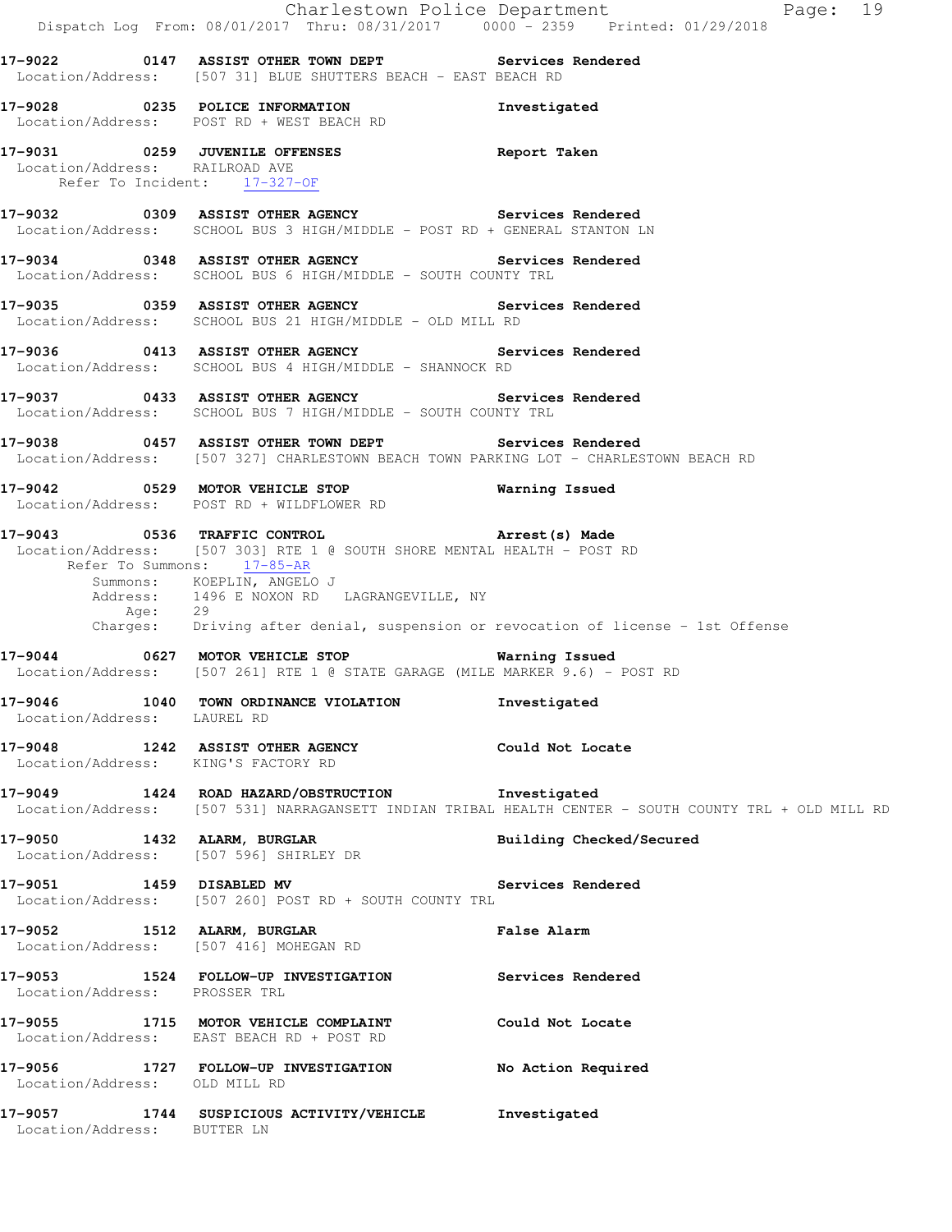**17-9022 0147 ASSIST OTHER TOWN DEPT Services Rendered**
Location/Address: [507 31] BLUE SHUTTERS BEACH - EAST BEACH RD

**17-9028 0235 POLICE INFORMATION Investigated**
Location/Address: POST RD + WEST BEACH RD

**17-9031 0259 JUVENILE OFFENSES Report Taken**
Location/Address: RAILROAD AVE
Refer To Incident: 17-327-OF

**17-9032 0309 ASSIST OTHER AGENCY Services Rendered**
Location/Address: SCHOOL BUS 3 HIGH/MIDDLE - POST RD + GENERAL STANTON LN

**17-9034 0348 ASSIST OTHER AGENCY Services Rendered**
Location/Address: SCHOOL BUS 6 HIGH/MIDDLE - SOUTH COUNTY TRL

**17-9035 0359 ASSIST OTHER AGENCY Services Rendered**
Location/Address: SCHOOL BUS 21 HIGH/MIDDLE - OLD MILL RD

**17-9036 0413 ASSIST OTHER AGENCY Services Rendered**
Location/Address: SCHOOL BUS 4 HIGH/MIDDLE - SHANNOCK RD

**17-9037 0433 ASSIST OTHER AGENCY Services Rendered**
Location/Address: SCHOOL BUS 7 HIGH/MIDDLE - SOUTH COUNTY TRL

**17-9038 0457 ASSIST OTHER TOWN DEPT Services Rendered**
Location/Address: [507 327] CHARLESTOWN BEACH TOWN PARKING LOT - CHARLESTOWN BEACH RD

**17-9042 0529 MOTOR VEHICLE STOP Warning Issued**
Location/Address: POST RD + WILDFLOWER RD

**17-9043 0536 TRAFFIC CONTROL Arrest(s) Made**
Location/Address: [507 303] RTE 1 @ SOUTH SHORE MENTAL HEALTH - POST RD
Refer To Summons: 17-85-AR
Summons: KOEPLIN, ANGELO J
Address: 1496 E NOXON RD LAGRANGEVILLE, NY
Age: 29
Charges: Driving after denial, suspension or revocation of license - 1st Offense

**17-9044 0627 MOTOR VEHICLE STOP Warning Issued**
Location/Address: [507 261] RTE 1 @ STATE GARAGE (MILE MARKER 9.6) - POST RD

**17-9046 1040 TOWN ORDINANCE VIOLATION Investigated**
Location/Address: LAUREL RD

**17-9048 1242 ASSIST OTHER AGENCY Could Not Locate**
Location/Address: KING'S FACTORY RD

**17-9049 1424 ROAD HAZARD/OBSTRUCTION Investigated**
Location/Address: [507 531] NARRAGANSETT INDIAN TRIBAL HEALTH CENTER - SOUTH COUNTY TRL + OLD MILL RD

**17-9050 1432 ALARM, BURGLAR Building Checked/Secured**
Location/Address: [507 596] SHIRLEY DR

**17-9051 1459 DISABLED MV Services Rendered**
Location/Address: [507 260] POST RD + SOUTH COUNTY TRL

**17-9052 1512 ALARM, BURGLAR False Alarm**
Location/Address: [507 416] MOHEGAN RD

**17-9053 1524 FOLLOW-UP INVESTIGATION Services Rendered**
Location/Address: PROSSER TRL

**17-9055 1715 MOTOR VEHICLE COMPLAINT Could Not Locate**
Location/Address: EAST BEACH RD + POST RD

**17-9056 1727 FOLLOW-UP INVESTIGATION No Action Required**
Location/Address: OLD MILL RD

**17-9057 1744 SUSPICIOUS ACTIVITY/VEHICLE Investigated**
Location/Address: BUTTER LN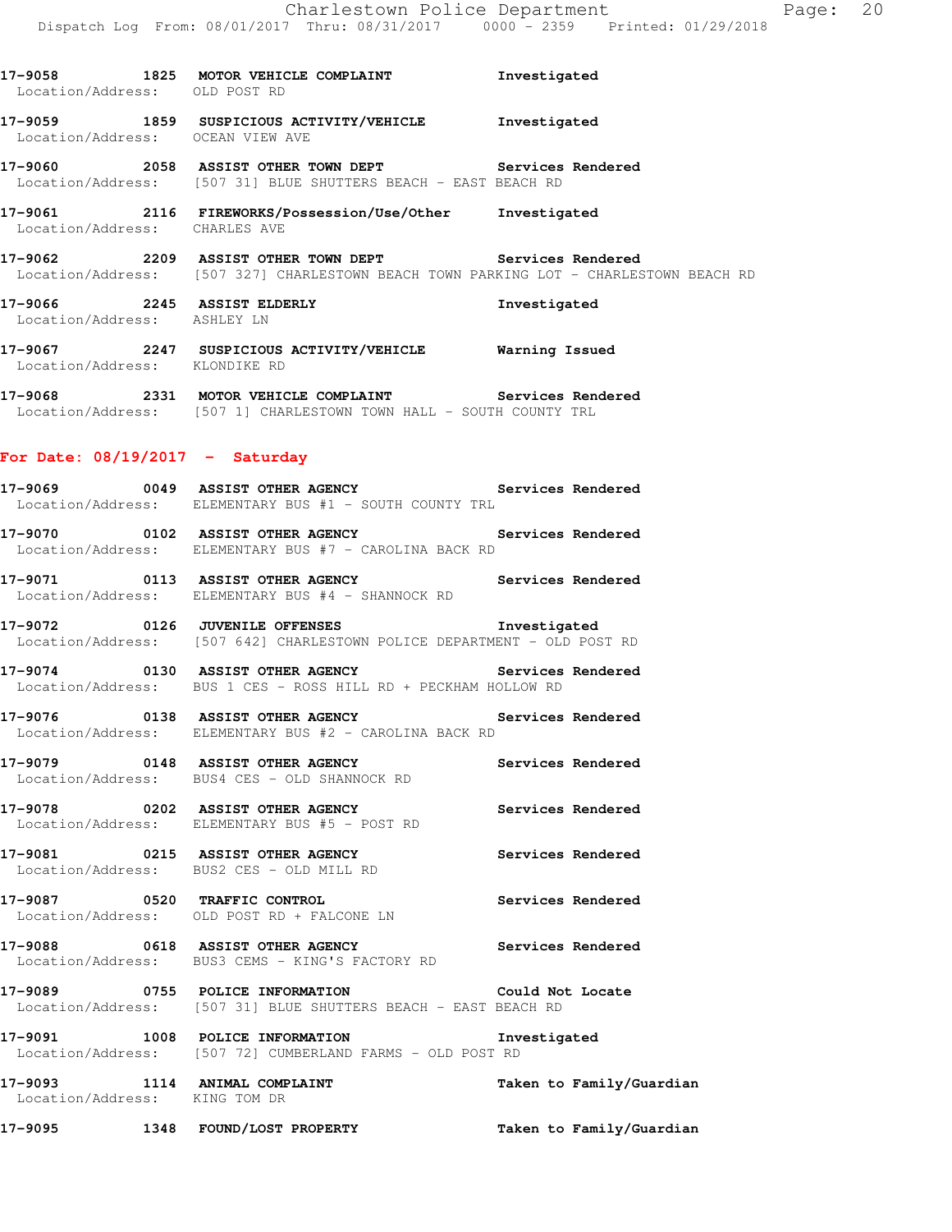**17-9058 1825 MOTOR VEHICLE COMPLAINT Investigated**
Location/Address: OLD POST RD

**17-9059 1859 SUSPICIOUS ACTIVITY/VEHICLE Investigated**
Location/Address: OCEAN VIEW AVE

**17-9060 2058 ASSIST OTHER TOWN DEPT Services Rendered**
Location/Address: [507 31] BLUE SHUTTERS BEACH - EAST BEACH RD

**17-9061 2116 FIREWORKS/Possession/Use/Other Investigated**
Location/Address: CHARLES AVE

**17-9062 2209 ASSIST OTHER TOWN DEPT Services Rendered**
Location/Address: [507 327] CHARLESTOWN BEACH TOWN PARKING LOT - CHARLESTOWN BEACH RD

**17-9066 2245 ASSIST ELDERLY Investigated**
Location/Address: ASHLEY LN

**17-9067 2247 SUSPICIOUS ACTIVITY/VEHICLE Warning Issued**
Location/Address: KLONDIKE RD

**17-9068 2331 MOTOR VEHICLE COMPLAINT Services Rendered**
Location/Address: [507 1] CHARLESTOWN TOWN HALL - SOUTH COUNTY TRL

## For Date: 08/19/2017 - Saturday

**17-9069 0049 ASSIST OTHER AGENCY Services Rendered**
Location/Address: ELEMENTARY BUS #1 - SOUTH COUNTY TRL

**17-9070 0102 ASSIST OTHER AGENCY Services Rendered**
Location/Address: ELEMENTARY BUS #7 - CAROLINA BACK RD

**17-9071 0113 ASSIST OTHER AGENCY Services Rendered**
Location/Address: ELEMENTARY BUS #4 - SHANNOCK RD

**17-9072 0126 JUVENILE OFFENSES Investigated**
Location/Address: [507 642] CHARLESTOWN POLICE DEPARTMENT - OLD POST RD

**17-9074 0130 ASSIST OTHER AGENCY Services Rendered**
Location/Address: BUS 1 CES - ROSS HILL RD + PECKHAM HOLLOW RD

**17-9076 0138 ASSIST OTHER AGENCY Services Rendered**
Location/Address: ELEMENTARY BUS #2 - CAROLINA BACK RD

**17-9079 0148 ASSIST OTHER AGENCY Services Rendered**
Location/Address: BUS4 CES - OLD SHANNOCK RD

**17-9078 0202 ASSIST OTHER AGENCY Services Rendered**
Location/Address: ELEMENTARY BUS #5 - POST RD

**17-9081 0215 ASSIST OTHER AGENCY Services Rendered**
Location/Address: BUS2 CES - OLD MILL RD

**17-9087 0520 TRAFFIC CONTROL Services Rendered**
Location/Address: OLD POST RD + FALCONE LN

**17-9088 0618 ASSIST OTHER AGENCY Services Rendered**
Location/Address: BUS3 CEMS - KING'S FACTORY RD

**17-9089 0755 POLICE INFORMATION Could Not Locate**
Location/Address: [507 31] BLUE SHUTTERS BEACH - EAST BEACH RD

**17-9091 1008 POLICE INFORMATION Investigated**
Location/Address: [507 72] CUMBERLAND FARMS - OLD POST RD

**17-9093 1114 ANIMAL COMPLAINT Taken to Family/Guardian**
Location/Address: KING TOM DR

**17-9095 1348 FOUND/LOST PROPERTY Taken to Family/Guardian**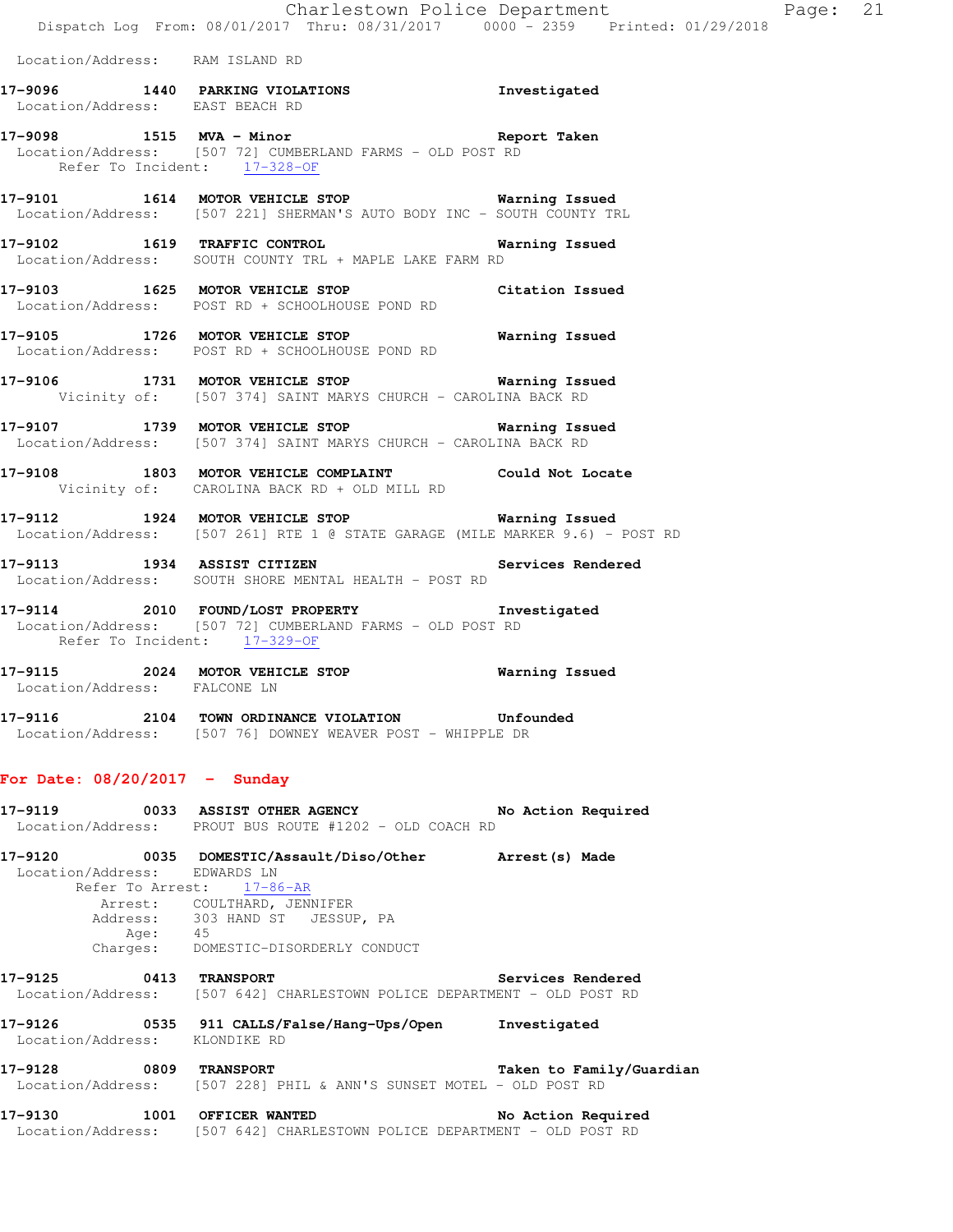Location/Address: RAM ISLAND RD

**17-9096 1440 PARKING VIOLATIONS** **Investigated**
Location/Address: EAST BEACH RD

**17-9098 1515 MVA - Minor** **Report Taken**
Location/Address: [507 72] CUMBERLAND FARMS - OLD POST RD
Refer To Incident: 17-328-OF

**17-9101 1614 MOTOR VEHICLE STOP** **Warning Issued**
Location/Address: [507 221] SHERMAN'S AUTO BODY INC - SOUTH COUNTY TRL

**17-9102 1619 TRAFFIC CONTROL** **Warning Issued**
Location/Address: SOUTH COUNTY TRL + MAPLE LAKE FARM RD

**17-9103 1625 MOTOR VEHICLE STOP** **Citation Issued**
Location/Address: POST RD + SCHOOLHOUSE POND RD

**17-9105 1726 MOTOR VEHICLE STOP** **Warning Issued**
Location/Address: POST RD + SCHOOLHOUSE POND RD

**17-9106 1731 MOTOR VEHICLE STOP** **Warning Issued**
Vicinity of: [507 374] SAINT MARYS CHURCH - CAROLINA BACK RD

**17-9107 1739 MOTOR VEHICLE STOP** **Warning Issued**
Location/Address: [507 374] SAINT MARYS CHURCH - CAROLINA BACK RD

**17-9108 1803 MOTOR VEHICLE COMPLAINT** **Could Not Locate**
Vicinity of: CAROLINA BACK RD + OLD MILL RD

**17-9112 1924 MOTOR VEHICLE STOP** **Warning Issued**
Location/Address: [507 261] RTE 1 @ STATE GARAGE (MILE MARKER 9.6) - POST RD

**17-9113 1934 ASSIST CITIZEN** **Services Rendered**
Location/Address: SOUTH SHORE MENTAL HEALTH - POST RD

**17-9114 2010 FOUND/LOST PROPERTY** **Investigated**
Location/Address: [507 72] CUMBERLAND FARMS - OLD POST RD
Refer To Incident: 17-329-OF

**17-9115 2024 MOTOR VEHICLE STOP** **Warning Issued**
Location/Address: FALCONE LN

**17-9116 2104 TOWN ORDINANCE VIOLATION** **Unfounded**
Location/Address: [507 76] DOWNEY WEAVER POST - WHIPPLE DR

## For Date: 08/20/2017 - Sunday

**17-9119 0033 ASSIST OTHER AGENCY** **No Action Required**
Location/Address: PROUT BUS ROUTE #1202 - OLD COACH RD

**17-9120 0035 DOMESTIC/Assault/Diso/Other** **Arrest(s) Made**
Location/Address: EDWARDS LN
Refer To Arrest: 17-86-AR
Arrest: COULTHARD, JENNIFER
Address: 303 HAND ST JESSUP, PA
Age: 45
Charges: DOMESTIC-DISORDERLY CONDUCT

**17-9125 0413 TRANSPORT** **Services Rendered**
Location/Address: [507 642] CHARLESTOWN POLICE DEPARTMENT - OLD POST RD

**17-9126 0535 911 CALLS/False/Hang-Ups/Open** **Investigated**
Location/Address: KLONDIKE RD

**17-9128 0809 TRANSPORT** **Taken to Family/Guardian**
Location/Address: [507 228] PHIL & ANN'S SUNSET MOTEL - OLD POST RD

**17-9130 1001 OFFICER WANTED** **No Action Required**
Location/Address: [507 642] CHARLESTOWN POLICE DEPARTMENT - OLD POST RD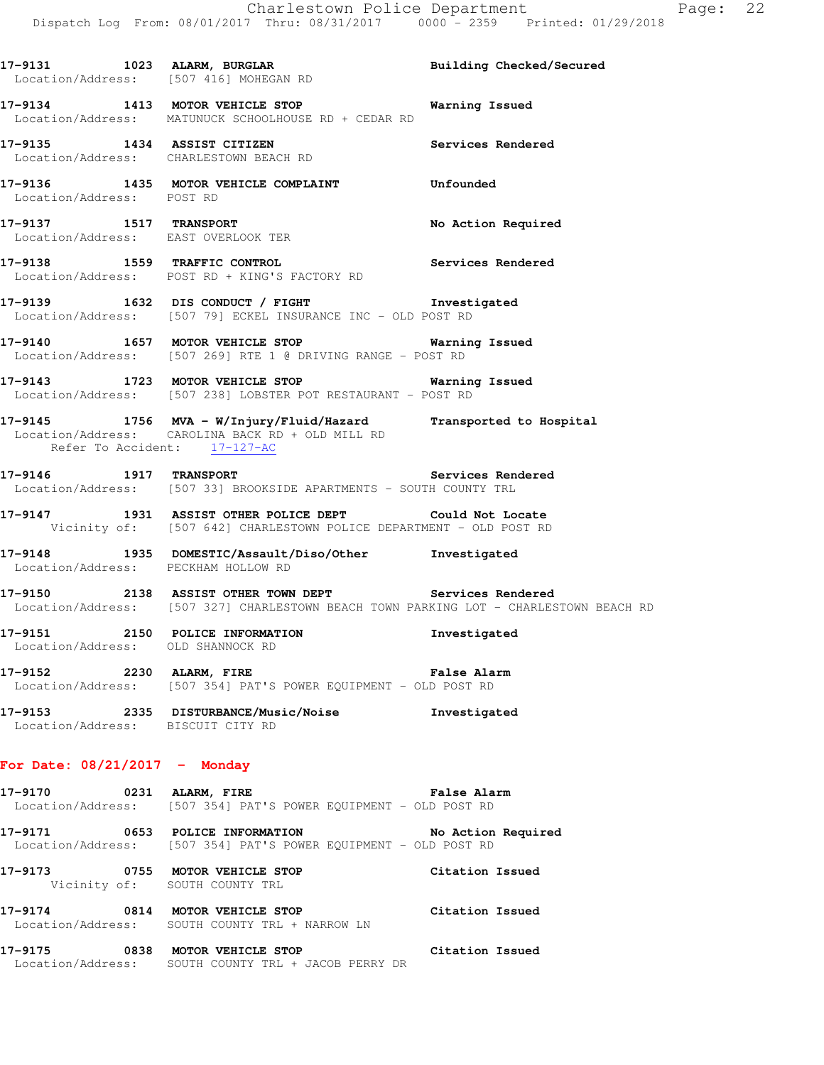17-9131 1023 ALARM, BURGLAR Building Checked/Secured
Location/Address: [507 416] MOHEGAN RD

17-9134 1413 MOTOR VEHICLE STOP Warning Issued
Location/Address: MATUNUCK SCHOOLHOUSE RD + CEDAR RD

17-9135 1434 ASSIST CITIZEN Services Rendered
Location/Address: CHARLESTOWN BEACH RD

17-9136 1435 MOTOR VEHICLE COMPLAINT Unfounded
Location/Address: POST RD

17-9137 1517 TRANSPORT No Action Required
Location/Address: EAST OVERLOOK TER

17-9138 1559 TRAFFIC CONTROL Services Rendered
Location/Address: POST RD + KING'S FACTORY RD

17-9139 1632 DIS CONDUCT / FIGHT Investigated
Location/Address: [507 79] ECKEL INSURANCE INC - OLD POST RD

17-9140 1657 MOTOR VEHICLE STOP Warning Issued
Location/Address: [507 269] RTE 1 @ DRIVING RANGE - POST RD

17-9143 1723 MOTOR VEHICLE STOP Warning Issued
Location/Address: [507 238] LOBSTER POT RESTAURANT - POST RD

17-9145 1756 MVA - W/Injury/Fluid/Hazard Transported to Hospital
Location/Address: CAROLINA BACK RD + OLD MILL RD
Refer To Accident: 17-127-AC

17-9146 1917 TRANSPORT Services Rendered
Location/Address: [507 33] BROOKSIDE APARTMENTS - SOUTH COUNTY TRL

17-9147 1931 ASSIST OTHER POLICE DEPT Could Not Locate
Vicinity of: [507 642] CHARLESTOWN POLICE DEPARTMENT - OLD POST RD

17-9148 1935 DOMESTIC/Assault/Diso/Other Investigated
Location/Address: PECKHAM HOLLOW RD

17-9150 2138 ASSIST OTHER TOWN DEPT Services Rendered
Location/Address: [507 327] CHARLESTOWN BEACH TOWN PARKING LOT - CHARLESTOWN BEACH RD

17-9151 2150 POLICE INFORMATION Investigated
Location/Address: OLD SHANNOCK RD

17-9152 2230 ALARM, FIRE False Alarm
Location/Address: [507 354] PAT'S POWER EQUIPMENT - OLD POST RD

17-9153 2335 DISTURBANCE/Music/Noise Investigated
Location/Address: BISCUIT CITY RD

## For Date: 08/21/2017 - Monday

17-9170 0231 ALARM, FIRE False Alarm
Location/Address: [507 354] PAT'S POWER EQUIPMENT - OLD POST RD

17-9171 0653 POLICE INFORMATION No Action Required
Location/Address: [507 354] PAT'S POWER EQUIPMENT - OLD POST RD

17-9173 0755 MOTOR VEHICLE STOP Citation Issued
Vicinity of: SOUTH COUNTY TRL

17-9174 0814 MOTOR VEHICLE STOP Citation Issued
Location/Address: SOUTH COUNTY TRL + NARROW LN

17-9175 0838 MOTOR VEHICLE STOP Citation Issued
Location/Address: SOUTH COUNTY TRL + JACOB PERRY DR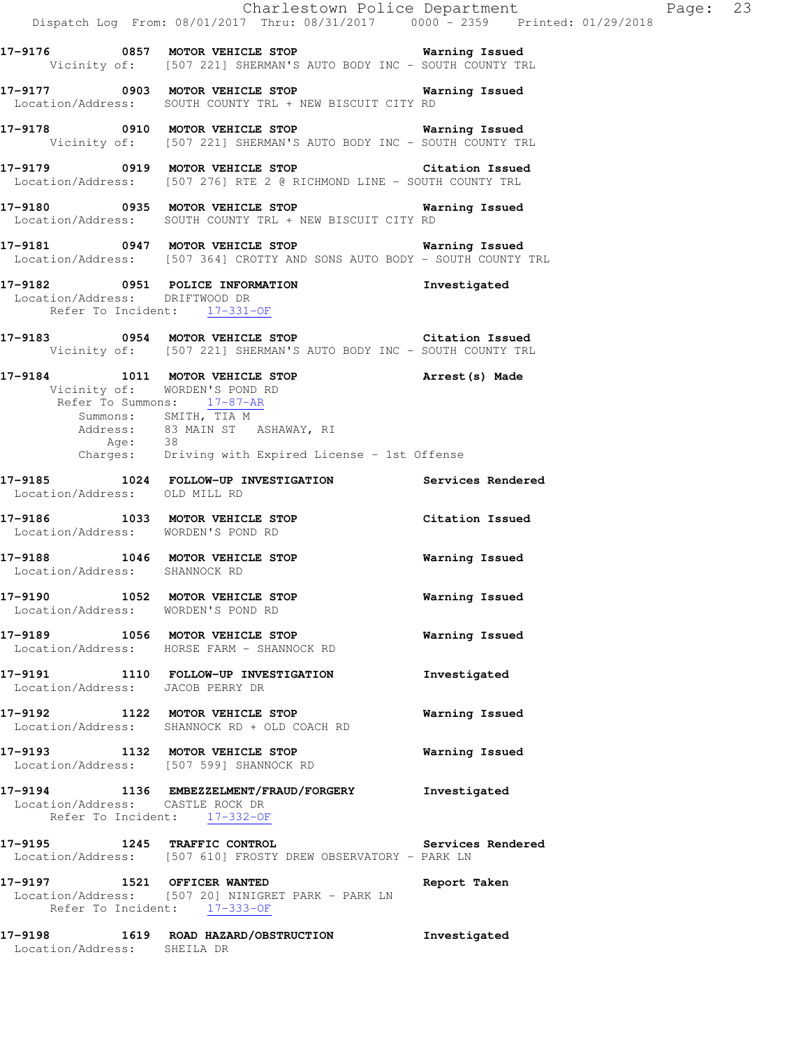**17-9176 0857 MOTOR VEHICLE STOP** Warning Issued
Vicinity of: [507 221] SHERMAN'S AUTO BODY INC - SOUTH COUNTY TRL

**17-9177 0903 MOTOR VEHICLE STOP** Warning Issued
Location/Address: SOUTH COUNTY TRL + NEW BISCUIT CITY RD

**17-9178 0910 MOTOR VEHICLE STOP** Warning Issued
Vicinity of: [507 221] SHERMAN'S AUTO BODY INC - SOUTH COUNTY TRL

**17-9179 0919 MOTOR VEHICLE STOP** Citation Issued
Location/Address: [507 276] RTE 2 @ RICHMOND LINE - SOUTH COUNTY TRL

**17-9180 0935 MOTOR VEHICLE STOP** Warning Issued
Location/Address: SOUTH COUNTY TRL + NEW BISCUIT CITY RD

**17-9181 0947 MOTOR VEHICLE STOP** Warning Issued
Location/Address: [507 364] CROTTY AND SONS AUTO BODY - SOUTH COUNTY TRL

**17-9182 0951 POLICE INFORMATION** Investigated
Location/Address: DRIFTWOOD DR
Refer To Incident: 17-331-OF

**17-9183 0954 MOTOR VEHICLE STOP** Citation Issued
Vicinity of: [507 221] SHERMAN'S AUTO BODY INC - SOUTH COUNTY TRL

**17-9184 1011 MOTOR VEHICLE STOP** Arrest(s) Made
Vicinity of: WORDEN'S POND RD
Refer To Summons: 17-87-AR
Summons: SMITH, TIA M
Address: 83 MAIN ST ASHAWAY, RI
Age: 38
Charges: Driving with Expired License - 1st Offense

**17-9185 1024 FOLLOW-UP INVESTIGATION** Services Rendered
Location/Address: OLD MILL RD

**17-9186 1033 MOTOR VEHICLE STOP** Citation Issued
Location/Address: WORDEN'S POND RD

**17-9188 1046 MOTOR VEHICLE STOP** Warning Issued
Location/Address: SHANNOCK RD

**17-9190 1052 MOTOR VEHICLE STOP** Warning Issued
Location/Address: WORDEN'S POND RD

**17-9189 1056 MOTOR VEHICLE STOP** Warning Issued
Location/Address: HORSE FARM - SHANNOCK RD

**17-9191 1110 FOLLOW-UP INVESTIGATION** Investigated
Location/Address: JACOB PERRY DR

**17-9192 1122 MOTOR VEHICLE STOP** Warning Issued
Location/Address: SHANNOCK RD + OLD COACH RD

**17-9193 1132 MOTOR VEHICLE STOP** Warning Issued
Location/Address: [507 599] SHANNOCK RD

**17-9194 1136 EMBEZZELMENT/FRAUD/FORGERY** Investigated
Location/Address: CASTLE ROCK DR
Refer To Incident: 17-332-OF

**17-9195 1245 TRAFFIC CONTROL** Services Rendered
Location/Address: [507 610] FROSTY DREW OBSERVATORY - PARK LN

**17-9197 1521 OFFICER WANTED** Report Taken
Location/Address: [507 20] NINIGRET PARK - PARK LN
Refer To Incident: 17-333-OF

**17-9198 1619 ROAD HAZARD/OBSTRUCTION** Investigated
Location/Address: SHEILA DR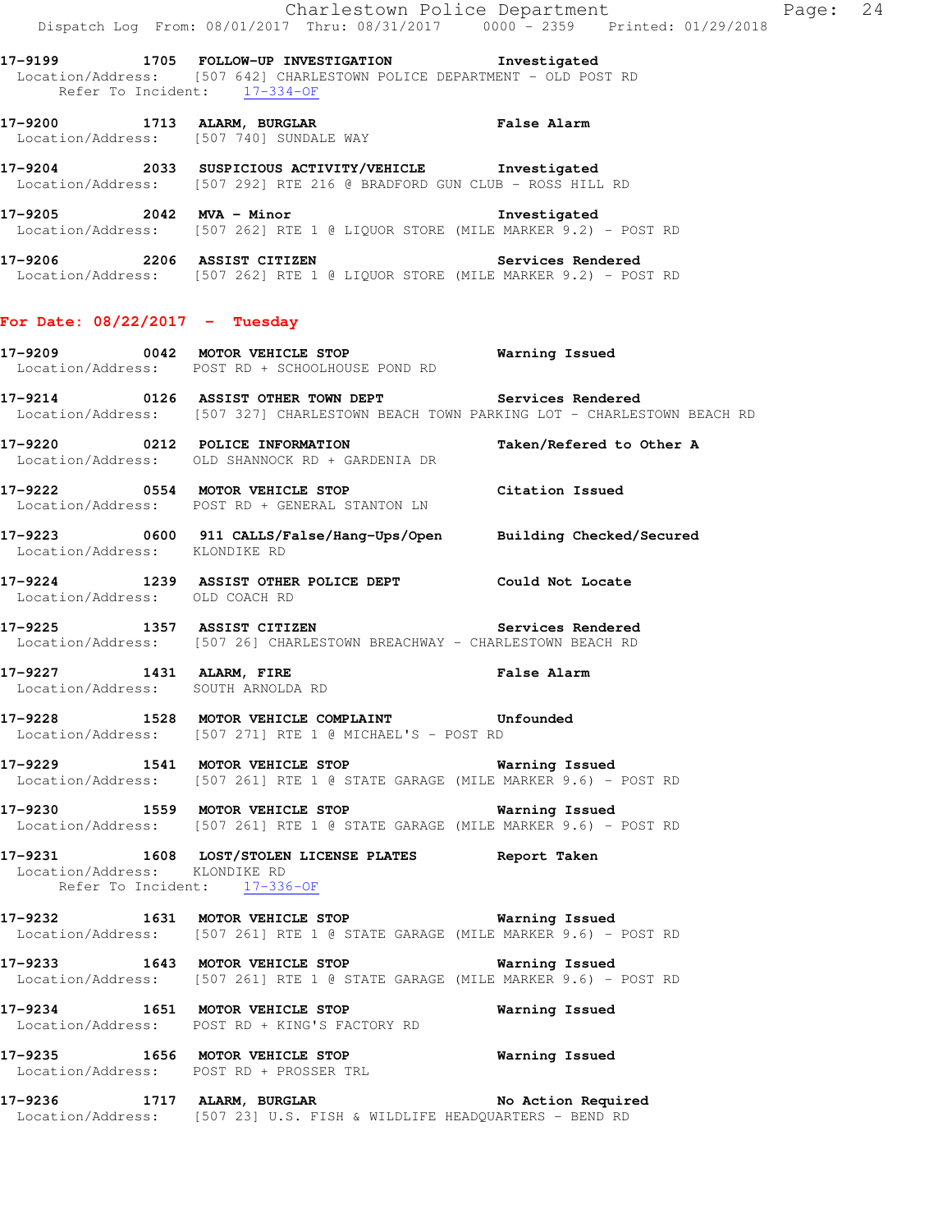**17-9199 1705 FOLLOW-UP INVESTIGATION Investigated**
Location/Address: [507 642] CHARLESTOWN POLICE DEPARTMENT - OLD POST RD
Refer To Incident: 17-334-OF

**17-9200 1713 ALARM, BURGLAR False Alarm**
Location/Address: [507 740] SUNDALE WAY

**17-9204 2033 SUSPICIOUS ACTIVITY/VEHICLE Investigated**
Location/Address: [507 292] RTE 216 @ BRADFORD GUN CLUB - ROSS HILL RD

**17-9205 2042 MVA - Minor Investigated**
Location/Address: [507 262] RTE 1 @ LIQUOR STORE (MILE MARKER 9.2) - POST RD

**17-9206 2206 ASSIST CITIZEN Services Rendered**
Location/Address: [507 262] RTE 1 @ LIQUOR STORE (MILE MARKER 9.2) - POST RD

## For Date: 08/22/2017 - Tuesday

**17-9209 0042 MOTOR VEHICLE STOP Warning Issued**
Location/Address: POST RD + SCHOOLHOUSE POND RD

**17-9214 0126 ASSIST OTHER TOWN DEPT Services Rendered**
Location/Address: [507 327] CHARLESTOWN BEACH TOWN PARKING LOT - CHARLESTOWN BEACH RD

**17-9220 0212 POLICE INFORMATION Taken/Refered to Other A**
Location/Address: OLD SHANNOCK RD + GARDENIA DR

**17-9222 0554 MOTOR VEHICLE STOP Citation Issued**
Location/Address: POST RD + GENERAL STANTON LN

**17-9223 0600 911 CALLS/False/Hang-Ups/Open Building Checked/Secured**
Location/Address: KLONDIKE RD

**17-9224 1239 ASSIST OTHER POLICE DEPT Could Not Locate**
Location/Address: OLD COACH RD

**17-9225 1357 ASSIST CITIZEN Services Rendered**
Location/Address: [507 26] CHARLESTOWN BREACHWAY - CHARLESTOWN BEACH RD

**17-9227 1431 ALARM, FIRE False Alarm**
Location/Address: SOUTH ARNOLDA RD

**17-9228 1528 MOTOR VEHICLE COMPLAINT Unfounded**
Location/Address: [507 271] RTE 1 @ MICHAEL'S - POST RD

**17-9229 1541 MOTOR VEHICLE STOP Warning Issued**
Location/Address: [507 261] RTE 1 @ STATE GARAGE (MILE MARKER 9.6) - POST RD

**17-9230 1559 MOTOR VEHICLE STOP Warning Issued**
Location/Address: [507 261] RTE 1 @ STATE GARAGE (MILE MARKER 9.6) - POST RD

**17-9231 1608 LOST/STOLEN LICENSE PLATES Report Taken**
Location/Address: KLONDIKE RD
Refer To Incident: 17-336-OF

**17-9232 1631 MOTOR VEHICLE STOP Warning Issued**
Location/Address: [507 261] RTE 1 @ STATE GARAGE (MILE MARKER 9.6) - POST RD

**17-9233 1643 MOTOR VEHICLE STOP Warning Issued**
Location/Address: [507 261] RTE 1 @ STATE GARAGE (MILE MARKER 9.6) - POST RD

**17-9234 1651 MOTOR VEHICLE STOP Warning Issued**
Location/Address: POST RD + KING'S FACTORY RD

**17-9235 1656 MOTOR VEHICLE STOP Warning Issued**
Location/Address: POST RD + PROSSER TRL

**17-9236 1717 ALARM, BURGLAR No Action Required**
Location/Address: [507 23] U.S. FISH & WILDLIFE HEADQUARTERS - BEND RD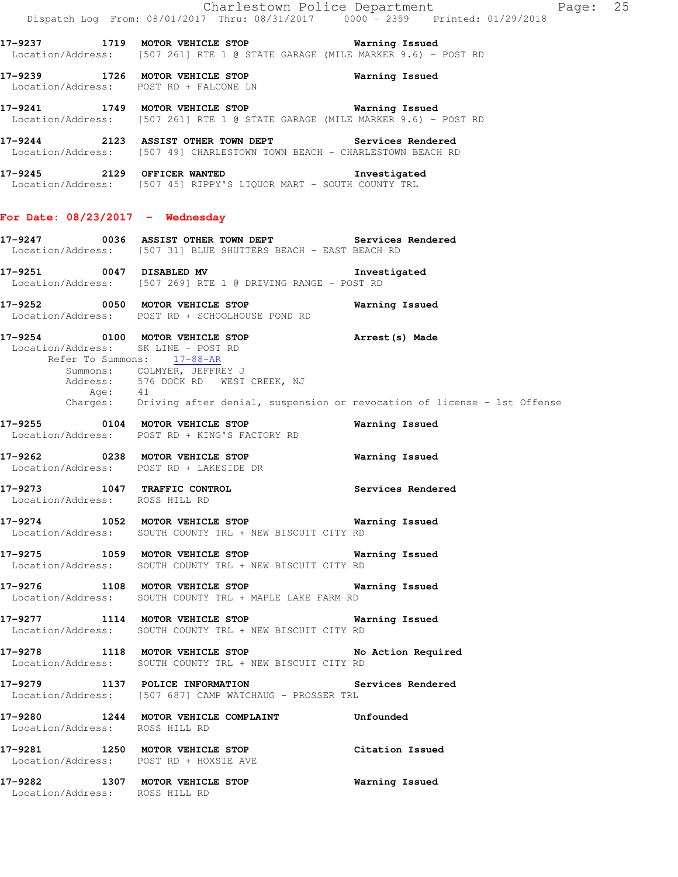**17-9237 1719 MOTOR VEHICLE STOP** Warning Issued
Location/Address: [507 261] RTE 1 @ STATE GARAGE (MILE MARKER 9.6) - POST RD

**17-9239 1726 MOTOR VEHICLE STOP** Warning Issued
Location/Address: POST RD + FALCONE LN

**17-9241 1749 MOTOR VEHICLE STOP** Warning Issued
Location/Address: [507 261] RTE 1 @ STATE GARAGE (MILE MARKER 9.6) - POST RD

**17-9244 2123 ASSIST OTHER TOWN DEPT** Services Rendered
Location/Address: [507 49] CHARLESTOWN TOWN BEACH - CHARLESTOWN BEACH RD

**17-9245 2129 OFFICER WANTED** Investigated
Location/Address: [507 45] RIPPY'S LIQUOR MART - SOUTH COUNTY TRL

## For Date: 08/23/2017 - Wednesday

**17-9247 0036 ASSIST OTHER TOWN DEPT** Services Rendered
Location/Address: [507 31] BLUE SHUTTERS BEACH - EAST BEACH RD

**17-9251 0047 DISABLED MV** Investigated
Location/Address: [507 269] RTE 1 @ DRIVING RANGE - POST RD

**17-9252 0050 MOTOR VEHICLE STOP** Warning Issued
Location/Address: POST RD + SCHOOLHOUSE POND RD

**17-9254 0100 MOTOR VEHICLE STOP** Arrest(s) Made
Location/Address: SK LINE - POST RD
Refer To Summons: 17-88-AR
Summons: COLMYER, JEFFREY J
Address: 576 DOCK RD WEST CREEK, NJ
Age: 41
Charges: Driving after denial, suspension or revocation of license - 1st Offense

**17-9255 0104 MOTOR VEHICLE STOP** Warning Issued
Location/Address: POST RD + KING'S FACTORY RD

**17-9262 0238 MOTOR VEHICLE STOP** Warning Issued
Location/Address: POST RD + LAKESIDE DR

**17-9273 1047 TRAFFIC CONTROL** Services Rendered
Location/Address: ROSS HILL RD

**17-9274 1052 MOTOR VEHICLE STOP** Warning Issued
Location/Address: SOUTH COUNTY TRL + NEW BISCUIT CITY RD

**17-9275 1059 MOTOR VEHICLE STOP** Warning Issued
Location/Address: SOUTH COUNTY TRL + NEW BISCUIT CITY RD

**17-9276 1108 MOTOR VEHICLE STOP** Warning Issued
Location/Address: SOUTH COUNTY TRL + MAPLE LAKE FARM RD

**17-9277 1114 MOTOR VEHICLE STOP** Warning Issued
Location/Address: SOUTH COUNTY TRL + NEW BISCUIT CITY RD

**17-9278 1118 MOTOR VEHICLE STOP** No Action Required
Location/Address: SOUTH COUNTY TRL + NEW BISCUIT CITY RD

**17-9279 1137 POLICE INFORMATION** Services Rendered
Location/Address: [507 687] CAMP WATCHAUG - PROSSER TRL

**17-9280 1244 MOTOR VEHICLE COMPLAINT** Unfounded
Location/Address: ROSS HILL RD

**17-9281 1250 MOTOR VEHICLE STOP** Citation Issued
Location/Address: POST RD + HOXSIE AVE

**17-9282 1307 MOTOR VEHICLE STOP** Warning Issued
Location/Address: ROSS HILL RD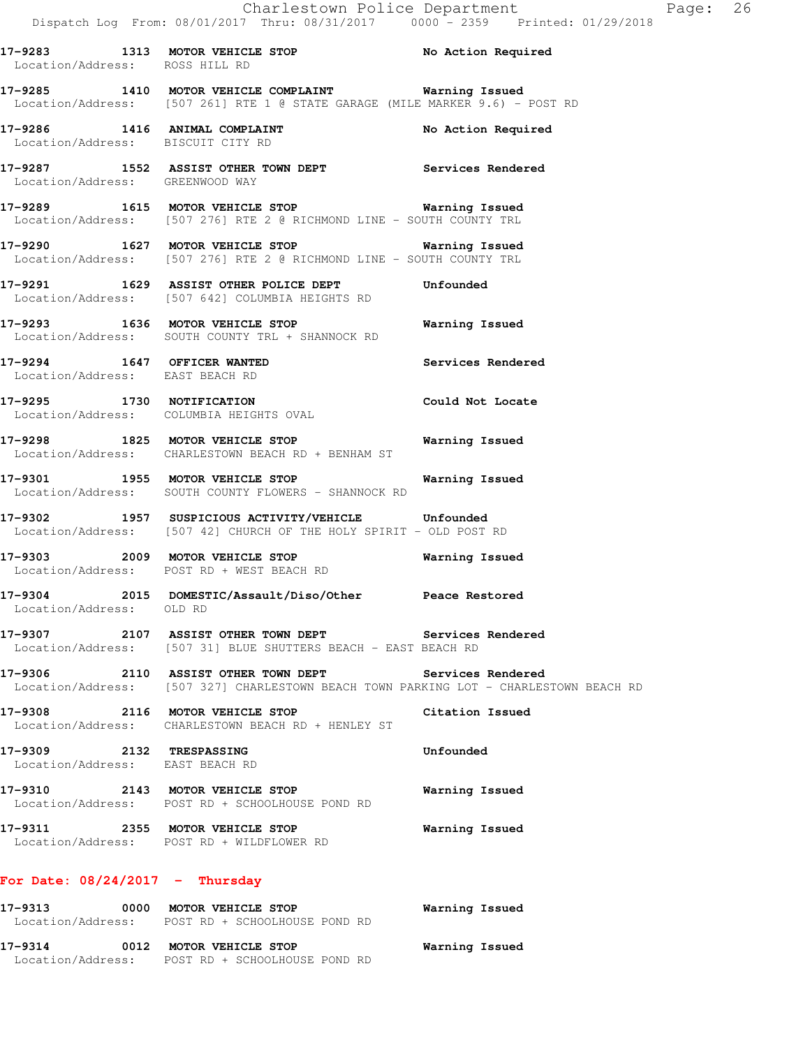**17-9283 1313 MOTOR VEHICLE STOP** No Action Required
Location/Address: ROSS HILL RD

**17-9285 1410 MOTOR VEHICLE COMPLAINT** Warning Issued
Location/Address: [507 261] RTE 1 @ STATE GARAGE (MILE MARKER 9.6) - POST RD

**17-9286 1416 ANIMAL COMPLAINT** No Action Required
Location/Address: BISCUIT CITY RD

**17-9287 1552 ASSIST OTHER TOWN DEPT** Services Rendered
Location/Address: GREENWOOD WAY

**17-9289 1615 MOTOR VEHICLE STOP** Warning Issued
Location/Address: [507 276] RTE 2 @ RICHMOND LINE - SOUTH COUNTY TRL

**17-9290 1627 MOTOR VEHICLE STOP** Warning Issued
Location/Address: [507 276] RTE 2 @ RICHMOND LINE - SOUTH COUNTY TRL

**17-9291 1629 ASSIST OTHER POLICE DEPT** Unfounded
Location/Address: [507 642] COLUMBIA HEIGHTS RD

**17-9293 1636 MOTOR VEHICLE STOP** Warning Issued
Location/Address: SOUTH COUNTY TRL + SHANNOCK RD

**17-9294 1647 OFFICER WANTED** Services Rendered
Location/Address: EAST BEACH RD

**17-9295 1730 NOTIFICATION** Could Not Locate
Location/Address: COLUMBIA HEIGHTS OVAL

**17-9298 1825 MOTOR VEHICLE STOP** Warning Issued
Location/Address: CHARLESTOWN BEACH RD + BENHAM ST

**17-9301 1955 MOTOR VEHICLE STOP** Warning Issued
Location/Address: SOUTH COUNTY FLOWERS - SHANNOCK RD

**17-9302 1957 SUSPICIOUS ACTIVITY/VEHICLE** Unfounded
Location/Address: [507 42] CHURCH OF THE HOLY SPIRIT - OLD POST RD

**17-9303 2009 MOTOR VEHICLE STOP** Warning Issued
Location/Address: POST RD + WEST BEACH RD

**17-9304 2015 DOMESTIC/Assault/Diso/Other** Peace Restored
Location/Address: OLD RD

**17-9307 2107 ASSIST OTHER TOWN DEPT** Services Rendered
Location/Address: [507 31] BLUE SHUTTERS BEACH - EAST BEACH RD

**17-9306 2110 ASSIST OTHER TOWN DEPT** Services Rendered
Location/Address: [507 327] CHARLESTOWN BEACH TOWN PARKING LOT - CHARLESTOWN BEACH RD

**17-9308 2116 MOTOR VEHICLE STOP** Citation Issued
Location/Address: CHARLESTOWN BEACH RD + HENLEY ST

**17-9309 2132 TRESPASSING** Unfounded
Location/Address: EAST BEACH RD

**17-9310 2143 MOTOR VEHICLE STOP** Warning Issued
Location/Address: POST RD + SCHOOLHOUSE POND RD

**17-9311 2355 MOTOR VEHICLE STOP** Warning Issued
Location/Address: POST RD + WILDFLOWER RD

## For Date: 08/24/2017 - Thursday

**17-9313 0000 MOTOR VEHICLE STOP** Warning Issued
Location/Address: POST RD + SCHOOLHOUSE POND RD

**17-9314 0012 MOTOR VEHICLE STOP** Warning Issued
Location/Address: POST RD + SCHOOLHOUSE POND RD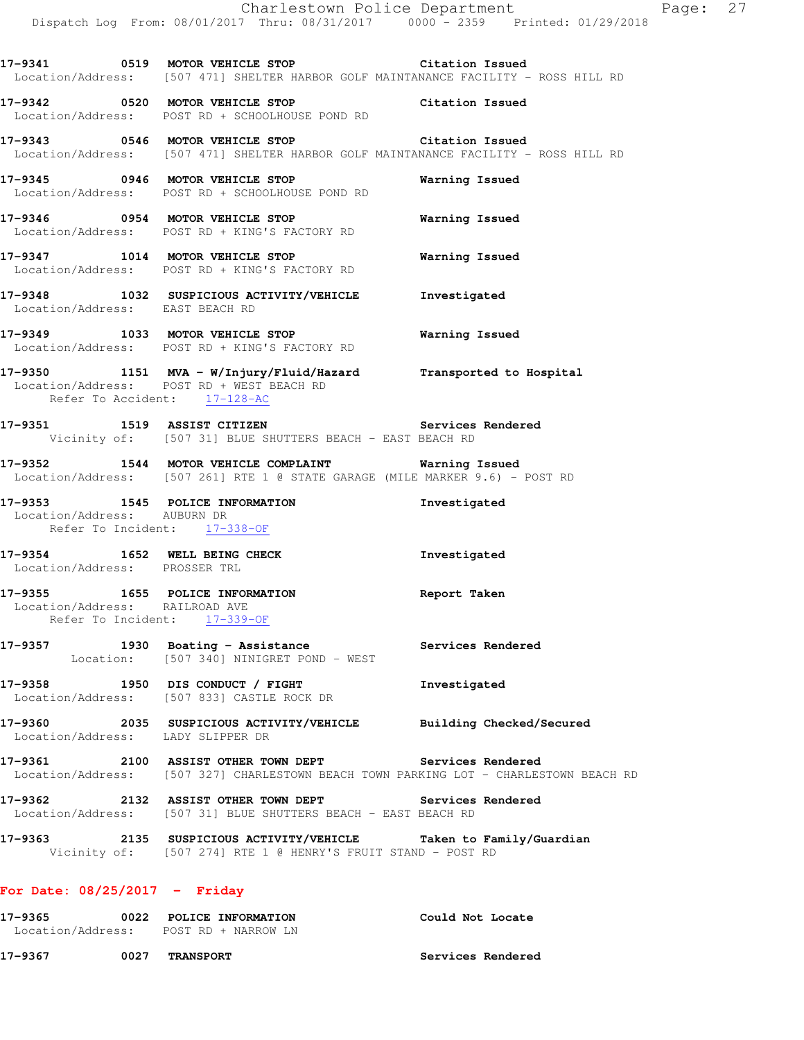17-9341 0519 MOTOR VEHICLE STOP Citation Issued
Location/Address: [507 471] SHELTER HARBOR GOLF MAINTANANCE FACILITY - ROSS HILL RD

17-9342 0520 MOTOR VEHICLE STOP Citation Issued
Location/Address: POST RD + SCHOOLHOUSE POND RD

17-9343 0546 MOTOR VEHICLE STOP Citation Issued
Location/Address: [507 471] SHELTER HARBOR GOLF MAINTANANCE FACILITY - ROSS HILL RD

17-9345 0946 MOTOR VEHICLE STOP Warning Issued
Location/Address: POST RD + SCHOOLHOUSE POND RD

17-9346 0954 MOTOR VEHICLE STOP Warning Issued
Location/Address: POST RD + KING'S FACTORY RD

17-9347 1014 MOTOR VEHICLE STOP Warning Issued
Location/Address: POST RD + KING'S FACTORY RD

17-9348 1032 SUSPICIOUS ACTIVITY/VEHICLE Investigated
Location/Address: EAST BEACH RD

17-9349 1033 MOTOR VEHICLE STOP Warning Issued
Location/Address: POST RD + KING'S FACTORY RD

17-9350 1151 MVA - W/Injury/Fluid/Hazard Transported to Hospital
Location/Address: POST RD + WEST BEACH RD
Refer To Accident: 17-128-AC

17-9351 1519 ASSIST CITIZEN Services Rendered
Vicinity of: [507 31] BLUE SHUTTERS BEACH - EAST BEACH RD

17-9352 1544 MOTOR VEHICLE COMPLAINT Warning Issued
Location/Address: [507 261] RTE 1 @ STATE GARAGE (MILE MARKER 9.6) - POST RD

17-9353 1545 POLICE INFORMATION Investigated
Location/Address: AUBURN DR
Refer To Incident: 17-338-OF

17-9354 1652 WELL BEING CHECK Investigated
Location/Address: PROSSER TRL

17-9355 1655 POLICE INFORMATION Report Taken
Location/Address: RAILROAD AVE
Refer To Incident: 17-339-OF

17-9357 1930 Boating - Assistance Services Rendered
Location: [507 340] NINIGRET POND - WEST

17-9358 1950 DIS CONDUCT / FIGHT Investigated
Location/Address: [507 833] CASTLE ROCK DR

17-9360 2035 SUSPICIOUS ACTIVITY/VEHICLE Building Checked/Secured
Location/Address: LADY SLIPPER DR

17-9361 2100 ASSIST OTHER TOWN DEPT Services Rendered
Location/Address: [507 327] CHARLESTOWN BEACH TOWN PARKING LOT - CHARLESTOWN BEACH RD

17-9362 2132 ASSIST OTHER TOWN DEPT Services Rendered
Location/Address: [507 31] BLUE SHUTTERS BEACH - EAST BEACH RD

17-9363 2135 SUSPICIOUS ACTIVITY/VEHICLE Taken to Family/Guardian
Vicinity of: [507 274] RTE 1 @ HENRY'S FRUIT STAND - POST RD

**For Date: 08/25/2017 - Friday**

17-9365 0022 POLICE INFORMATION Could Not Locate
Location/Address: POST RD + NARROW LN

17-9367 0027 TRANSPORT Services Rendered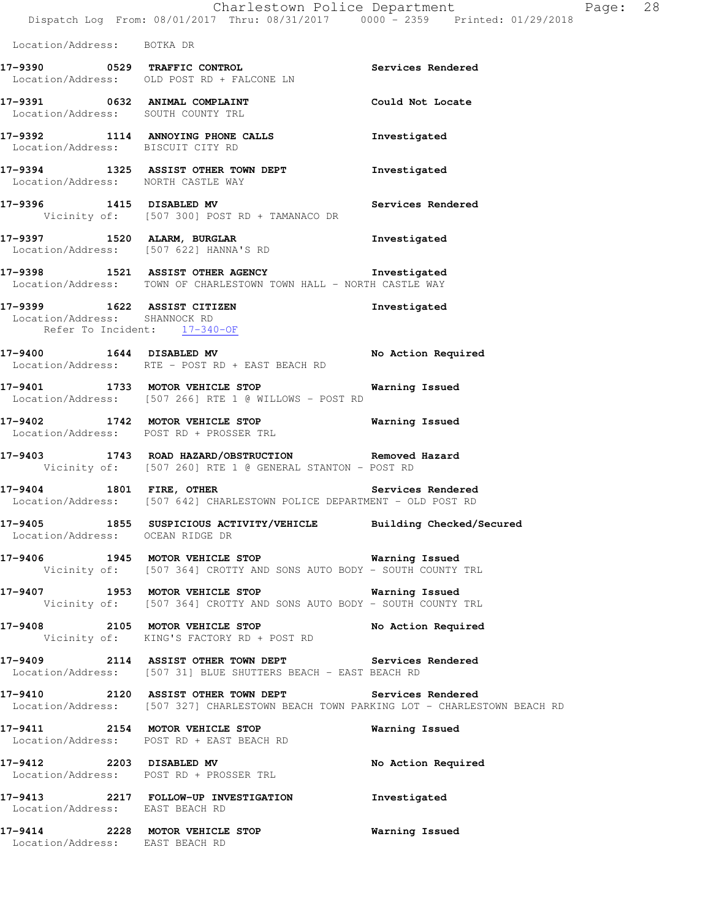Location/Address: BOTKA DR

**17-9390 0529 TRAFFIC CONTROL** **Services Rendered**
Location/Address: OLD POST RD + FALCONE LN

**17-9391 0632 ANIMAL COMPLAINT** **Could Not Locate**
Location/Address: SOUTH COUNTY TRL

**17-9392 1114 ANNOYING PHONE CALLS** **Investigated**
Location/Address: BISCUIT CITY RD

**17-9394 1325 ASSIST OTHER TOWN DEPT** **Investigated**
Location/Address: NORTH CASTLE WAY

**17-9396 1415 DISABLED MV** **Services Rendered**
Vicinity of: [507 300] POST RD + TAMANACO DR

**17-9397 1520 ALARM, BURGLAR** **Investigated**
Location/Address: [507 622] HANNA'S RD

**17-9398 1521 ASSIST OTHER AGENCY** **Investigated**
Location/Address: TOWN OF CHARLESTOWN TOWN HALL - NORTH CASTLE WAY

**17-9399 1622 ASSIST CITIZEN** **Investigated**
Location/Address: SHANNOCK RD
Refer To Incident: 17-340-OF

**17-9400 1644 DISABLED MV** **No Action Required**
Location/Address: RTE - POST RD + EAST BEACH RD

**17-9401 1733 MOTOR VEHICLE STOP** **Warning Issued**
Location/Address: [507 266] RTE 1 @ WILLOWS - POST RD

**17-9402 1742 MOTOR VEHICLE STOP** **Warning Issued**
Location/Address: POST RD + PROSSER TRL

**17-9403 1743 ROAD HAZARD/OBSTRUCTION** **Removed Hazard**
Vicinity of: [507 260] RTE 1 @ GENERAL STANTON - POST RD

**17-9404 1801 FIRE, OTHER** **Services Rendered**
Location/Address: [507 642] CHARLESTOWN POLICE DEPARTMENT - OLD POST RD

**17-9405 1855 SUSPICIOUS ACTIVITY/VEHICLE** **Building Checked/Secured**
Location/Address: OCEAN RIDGE DR

**17-9406 1945 MOTOR VEHICLE STOP** **Warning Issued**
Vicinity of: [507 364] CROTTY AND SONS AUTO BODY - SOUTH COUNTY TRL

**17-9407 1953 MOTOR VEHICLE STOP** **Warning Issued**
Vicinity of: [507 364] CROTTY AND SONS AUTO BODY - SOUTH COUNTY TRL

**17-9408 2105 MOTOR VEHICLE STOP** **No Action Required**
Vicinity of: KING'S FACTORY RD + POST RD

**17-9409 2114 ASSIST OTHER TOWN DEPT** **Services Rendered**
Location/Address: [507 31] BLUE SHUTTERS BEACH - EAST BEACH RD

**17-9410 2120 ASSIST OTHER TOWN DEPT** **Services Rendered**
Location/Address: [507 327] CHARLESTOWN BEACH TOWN PARKING LOT - CHARLESTOWN BEACH RD

**17-9411 2154 MOTOR VEHICLE STOP** **Warning Issued**
Location/Address: POST RD + EAST BEACH RD

**17-9412 2203 DISABLED MV** **No Action Required**
Location/Address: POST RD + PROSSER TRL

**17-9413 2217 FOLLOW-UP INVESTIGATION** **Investigated**
Location/Address: EAST BEACH RD

**17-9414 2228 MOTOR VEHICLE STOP** **Warning Issued**
Location/Address: EAST BEACH RD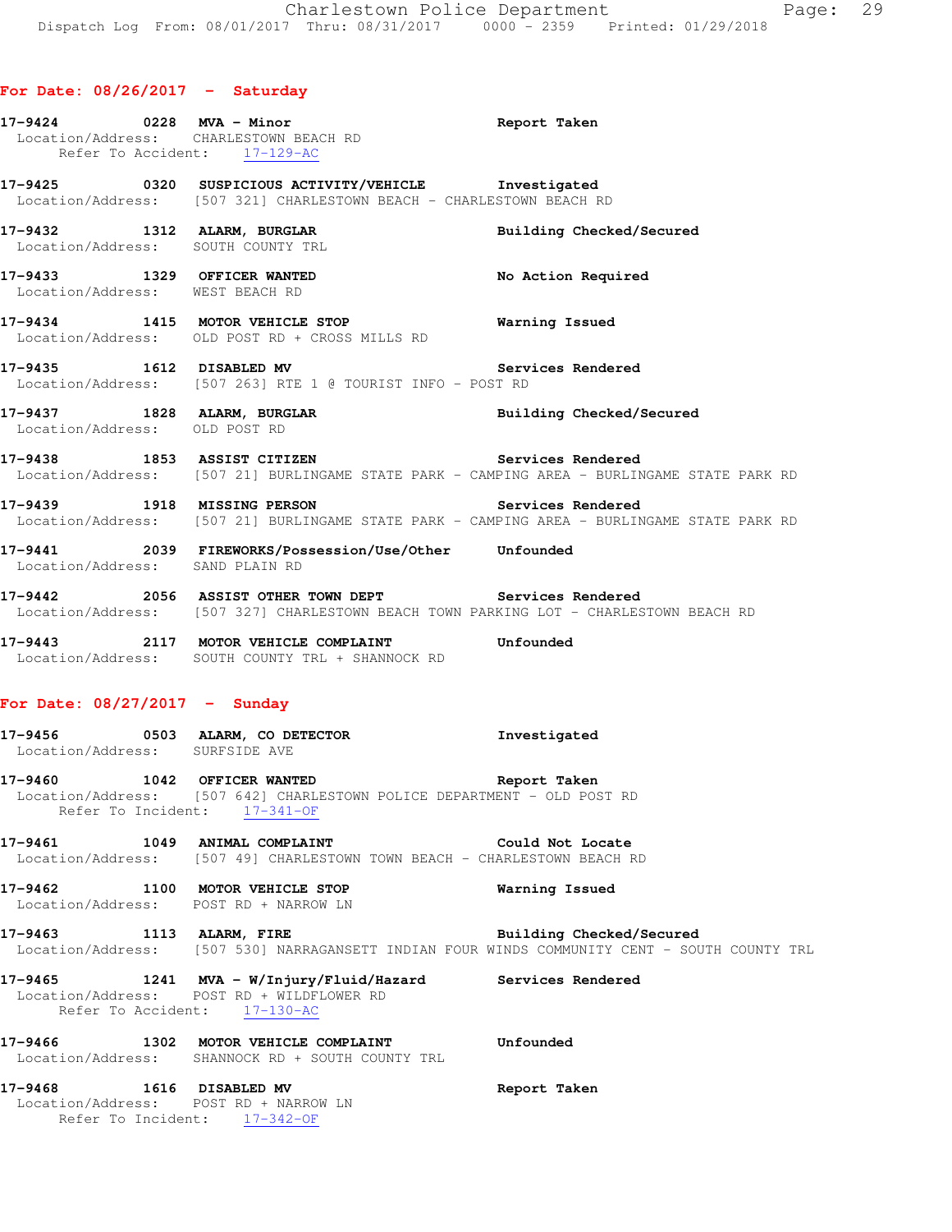## For Date: 08/26/2017 - Saturday

**17-9424** 0228 **MVA - Minor** Report Taken
Location/Address: CHARLESTOWN BEACH RD
Refer To Accident: 17-129-AC

**17-9425** 0320 **SUSPICIOUS ACTIVITY/VEHICLE** Investigated
Location/Address: [507 321] CHARLESTOWN BEACH - CHARLESTOWN BEACH RD

**17-9432** 1312 **ALARM, BURGLAR** Building Checked/Secured
Location/Address: SOUTH COUNTY TRL

**17-9433** 1329 **OFFICER WANTED** No Action Required
Location/Address: WEST BEACH RD

**17-9434** 1415 **MOTOR VEHICLE STOP** Warning Issued
Location/Address: OLD POST RD + CROSS MILLS RD

**17-9435** 1612 **DISABLED MV** Services Rendered
Location/Address: [507 263] RTE 1 @ TOURIST INFO - POST RD

**17-9437** 1828 **ALARM, BURGLAR** Building Checked/Secured
Location/Address: OLD POST RD

**17-9438** 1853 **ASSIST CITIZEN** Services Rendered
Location/Address: [507 21] BURLINGAME STATE PARK - CAMPING AREA - BURLINGAME STATE PARK RD

**17-9439** 1918 **MISSING PERSON** Services Rendered
Location/Address: [507 21] BURLINGAME STATE PARK - CAMPING AREA - BURLINGAME STATE PARK RD

**17-9441** 2039 **FIREWORKS/Possession/Use/Other** Unfounded
Location/Address: SAND PLAIN RD

**17-9442** 2056 **ASSIST OTHER TOWN DEPT** Services Rendered
Location/Address: [507 327] CHARLESTOWN BEACH TOWN PARKING LOT - CHARLESTOWN BEACH RD

**17-9443** 2117 **MOTOR VEHICLE COMPLAINT** Unfounded
Location/Address: SOUTH COUNTY TRL + SHANNOCK RD

## For Date: 08/27/2017 - Sunday

**17-9456** 0503 **ALARM, CO DETECTOR** Investigated
Location/Address: SURFSIDE AVE

**17-9460** 1042 **OFFICER WANTED** Report Taken
Location/Address: [507 642] CHARLESTOWN POLICE DEPARTMENT - OLD POST RD
Refer To Incident: 17-341-OF

**17-9461** 1049 **ANIMAL COMPLAINT** Could Not Locate
Location/Address: [507 49] CHARLESTOWN TOWN BEACH - CHARLESTOWN BEACH RD

**17-9462** 1100 **MOTOR VEHICLE STOP** Warning Issued
Location/Address: POST RD + NARROW LN

**17-9463** 1113 **ALARM, FIRE** Building Checked/Secured
Location/Address: [507 530] NARRAGANSETT INDIAN FOUR WINDS COMMUNITY CENT - SOUTH COUNTY TRL

**17-9465** 1241 **MVA - W/Injury/Fluid/Hazard** Services Rendered
Location/Address: POST RD + WILDFLOWER RD
Refer To Accident: 17-130-AC

**17-9466** 1302 **MOTOR VEHICLE COMPLAINT** Unfounded
Location/Address: SHANNOCK RD + SOUTH COUNTY TRL

**17-9468** 1616 **DISABLED MV** Report Taken
Location/Address: POST RD + NARROW LN
Refer To Incident: 17-342-OF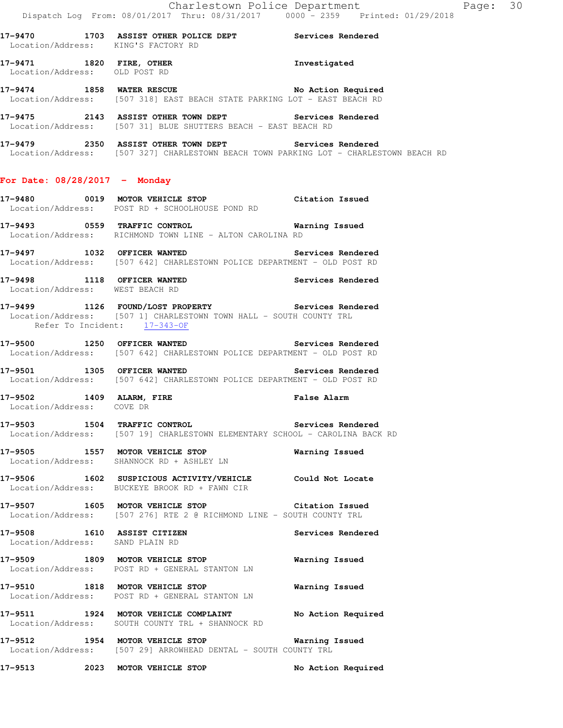17-9470 1703 ASSIST OTHER POLICE DEPT Services Rendered
Location/Address: KING'S FACTORY RD

17-9471 1820 FIRE, OTHER Investigated
Location/Address: OLD POST RD

17-9474 1858 WATER RESCUE No Action Required
Location/Address: [507 318] EAST BEACH STATE PARKING LOT - EAST BEACH RD

17-9475 2143 ASSIST OTHER TOWN DEPT Services Rendered
Location/Address: [507 31] BLUE SHUTTERS BEACH - EAST BEACH RD

17-9479 2350 ASSIST OTHER TOWN DEPT Services Rendered
Location/Address: [507 327] CHARLESTOWN BEACH TOWN PARKING LOT - CHARLESTOWN BEACH RD

## For Date: 08/28/2017 - Monday

17-9480 0019 MOTOR VEHICLE STOP Citation Issued
Location/Address: POST RD + SCHOOLHOUSE POND RD

17-9493 0559 TRAFFIC CONTROL Warning Issued
Location/Address: RICHMOND TOWN LINE - ALTON CAROLINA RD

17-9497 1032 OFFICER WANTED Services Rendered
Location/Address: [507 642] CHARLESTOWN POLICE DEPARTMENT - OLD POST RD

17-9498 1118 OFFICER WANTED Services Rendered
Location/Address: WEST BEACH RD

17-9499 1126 FOUND/LOST PROPERTY Services Rendered
Location/Address: [507 1] CHARLESTOWN TOWN HALL - SOUTH COUNTY TRL
Refer To Incident: 17-343-OF

17-9500 1250 OFFICER WANTED Services Rendered
Location/Address: [507 642] CHARLESTOWN POLICE DEPARTMENT - OLD POST RD

17-9501 1305 OFFICER WANTED Services Rendered
Location/Address: [507 642] CHARLESTOWN POLICE DEPARTMENT - OLD POST RD

17-9502 1409 ALARM, FIRE False Alarm
Location/Address: COVE DR

17-9503 1504 TRAFFIC CONTROL Services Rendered
Location/Address: [507 19] CHARLESTOWN ELEMENTARY SCHOOL - CAROLINA BACK RD

17-9505 1557 MOTOR VEHICLE STOP Warning Issued
Location/Address: SHANNOCK RD + ASHLEY LN

17-9506 1602 SUSPICIOUS ACTIVITY/VEHICLE Could Not Locate
Location/Address: BUCKEYE BROOK RD + FAWN CIR

17-9507 1605 MOTOR VEHICLE STOP Citation Issued
Location/Address: [507 276] RTE 2 @ RICHMOND LINE - SOUTH COUNTY TRL

17-9508 1610 ASSIST CITIZEN Services Rendered
Location/Address: SAND PLAIN RD

17-9509 1809 MOTOR VEHICLE STOP Warning Issued
Location/Address: POST RD + GENERAL STANTON LN

17-9510 1818 MOTOR VEHICLE STOP Warning Issued
Location/Address: POST RD + GENERAL STANTON LN

17-9511 1924 MOTOR VEHICLE COMPLAINT No Action Required
Location/Address: SOUTH COUNTY TRL + SHANNOCK RD

17-9512 1954 MOTOR VEHICLE STOP Warning Issued
Location/Address: [507 29] ARROWHEAD DENTAL - SOUTH COUNTY TRL

17-9513 2023 MOTOR VEHICLE STOP No Action Required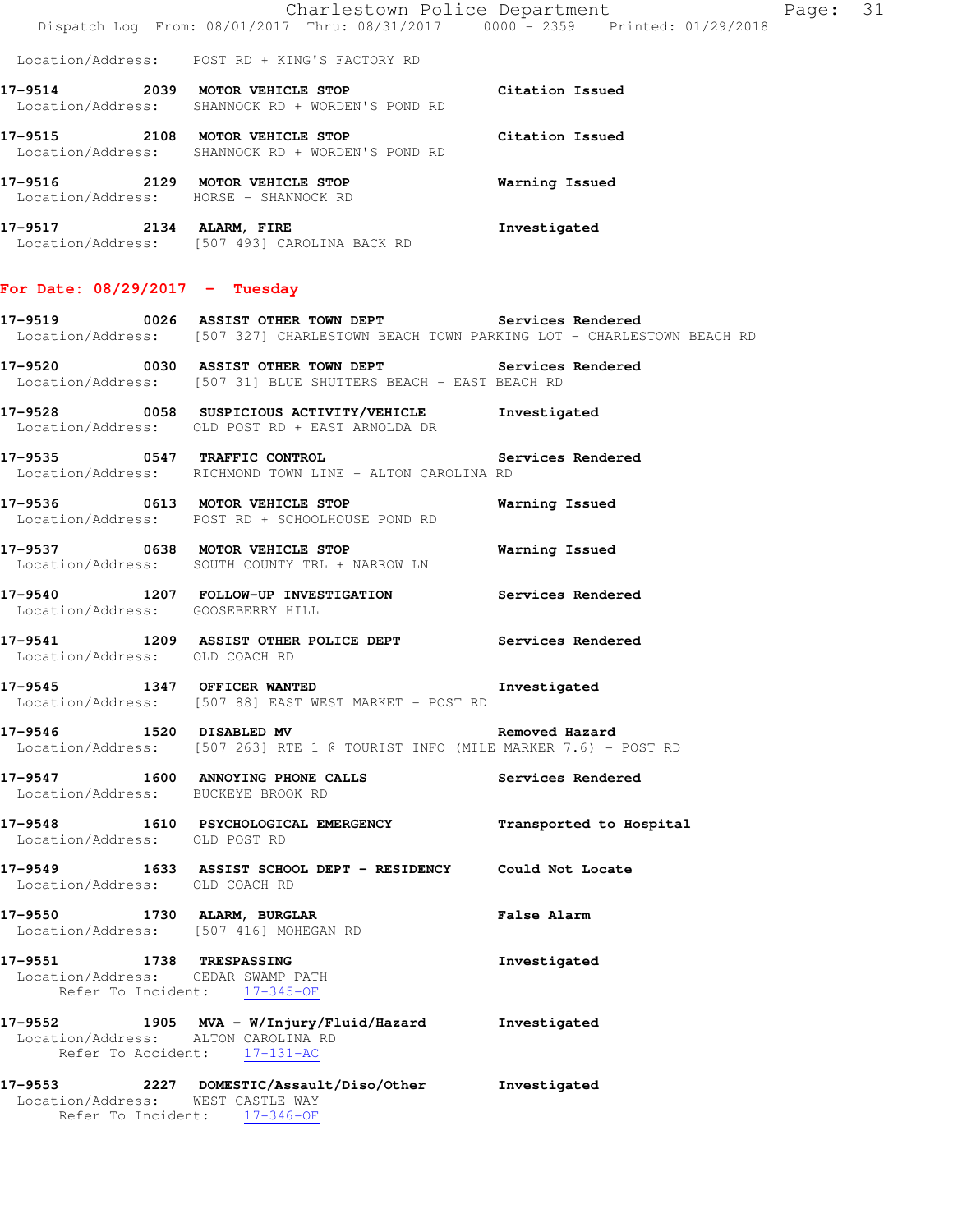Location/Address: POST RD + KING'S FACTORY RD

**17-9514 2039 MOTOR VEHICLE STOP** Citation Issued
Location/Address: SHANNOCK RD + WORDEN'S POND RD

**17-9515 2108 MOTOR VEHICLE STOP** Citation Issued
Location/Address: SHANNOCK RD + WORDEN'S POND RD

**17-9516 2129 MOTOR VEHICLE STOP** Warning Issued
Location/Address: HORSE - SHANNOCK RD

**17-9517 2134 ALARM, FIRE** Investigated
Location/Address: [507 493] CAROLINA BACK RD

## For Date: 08/29/2017 - Tuesday

**17-9519 0026 ASSIST OTHER TOWN DEPT** Services Rendered
Location/Address: [507 327] CHARLESTOWN BEACH TOWN PARKING LOT - CHARLESTOWN BEACH RD

**17-9520 0030 ASSIST OTHER TOWN DEPT** Services Rendered
Location/Address: [507 31] BLUE SHUTTERS BEACH - EAST BEACH RD

**17-9528 0058 SUSPICIOUS ACTIVITY/VEHICLE** Investigated
Location/Address: OLD POST RD + EAST ARNOLDA DR

**17-9535 0547 TRAFFIC CONTROL** Services Rendered
Location/Address: RICHMOND TOWN LINE - ALTON CAROLINA RD

**17-9536 0613 MOTOR VEHICLE STOP** Warning Issued
Location/Address: POST RD + SCHOOLHOUSE POND RD

**17-9537 0638 MOTOR VEHICLE STOP** Warning Issued
Location/Address: SOUTH COUNTY TRL + NARROW LN

**17-9540 1207 FOLLOW-UP INVESTIGATION** Services Rendered
Location/Address: GOOSEBERRY HILL

**17-9541 1209 ASSIST OTHER POLICE DEPT** Services Rendered
Location/Address: OLD COACH RD

**17-9545 1347 OFFICER WANTED** Investigated
Location/Address: [507 88] EAST WEST MARKET - POST RD

**17-9546 1520 DISABLED MV** Removed Hazard
Location/Address: [507 263] RTE 1 @ TOURIST INFO (MILE MARKER 7.6) - POST RD

**17-9547 1600 ANNOYING PHONE CALLS** Services Rendered
Location/Address: BUCKEYE BROOK RD

**17-9548 1610 PSYCHOLOGICAL EMERGENCY** Transported to Hospital
Location/Address: OLD POST RD

**17-9549 1633 ASSIST SCHOOL DEPT - RESIDENCY** Could Not Locate
Location/Address: OLD COACH RD

**17-9550 1730 ALARM, BURGLAR** False Alarm
Location/Address: [507 416] MOHEGAN RD

**17-9551 1738 TRESPASSING** Investigated
Location/Address: CEDAR SWAMP PATH
Refer To Incident: 17-345-OF

**17-9552 1905 MVA - W/Injury/Fluid/Hazard** Investigated
Location/Address: ALTON CAROLINA RD
Refer To Accident: 17-131-AC

**17-9553 2227 DOMESTIC/Assault/Diso/Other** Investigated
Location/Address: WEST CASTLE WAY
Refer To Incident: 17-346-OF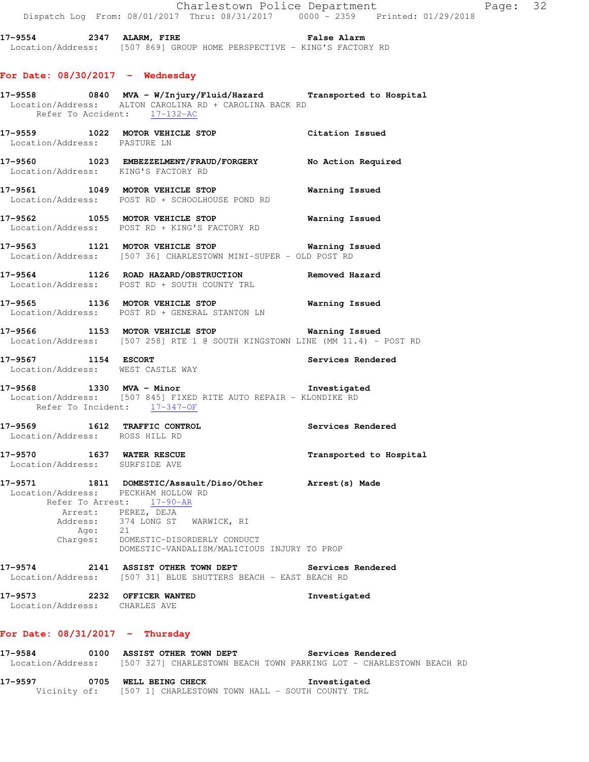**17-9554 2347 ALARM, FIRE** — **False Alarm**
Location/Address: [507 869] GROUP HOME PERSPECTIVE - KING'S FACTORY RD

## For Date: 08/30/2017 - Wednesday

**17-9558 0840 MVA - W/Injury/Fluid/Hazard** — **Transported to Hospital**
Location/Address: ALTON CAROLINA RD + CAROLINA BACK RD
Refer To Accident: 17-132-AC

**17-9559 1022 MOTOR VEHICLE STOP** — **Citation Issued**
Location/Address: PASTURE LN

**17-9560 1023 EMBEZZELMENT/FRAUD/FORGERY** — **No Action Required**
Location/Address: KING'S FACTORY RD

**17-9561 1049 MOTOR VEHICLE STOP** — **Warning Issued**
Location/Address: POST RD + SCHOOLHOUSE POND RD

**17-9562 1055 MOTOR VEHICLE STOP** — **Warning Issued**
Location/Address: POST RD + KING'S FACTORY RD

**17-9563 1121 MOTOR VEHICLE STOP** — **Warning Issued**
Location/Address: [507 36] CHARLESTOWN MINI-SUPER - OLD POST RD

**17-9564 1126 ROAD HAZARD/OBSTRUCTION** — **Removed Hazard**
Location/Address: POST RD + SOUTH COUNTY TRL

**17-9565 1136 MOTOR VEHICLE STOP** — **Warning Issued**
Location/Address: POST RD + GENERAL STANTON LN

**17-9566 1153 MOTOR VEHICLE STOP** — **Warning Issued**
Location/Address: [507 258] RTE 1 @ SOUTH KINGSTOWN LINE (MM 11.4) - POST RD

**17-9567 1154 ESCORT** — **Services Rendered**
Location/Address: WEST CASTLE WAY

**17-9568 1330 MVA - Minor** — **Investigated**
Location/Address: [507 845] FIXED RITE AUTO REPAIR - KLONDIKE RD
Refer To Incident: 17-347-OF

**17-9569 1612 TRAFFIC CONTROL** — **Services Rendered**
Location/Address: ROSS HILL RD

**17-9570 1637 WATER RESCUE** — **Transported to Hospital**
Location/Address: SURFSIDE AVE

**17-9571 1811 DOMESTIC/Assault/Diso/Other** — **Arrest(s) Made**
Location/Address: PECKHAM HOLLOW RD
Refer To Arrest: 17-90-AR
Arrest: PEREZ, DEJA
Address: 374 LONG ST WARWICK, RI
Age: 21
Charges: DOMESTIC-DISORDERLY CONDUCT
DOMESTIC-VANDALISM/MALICIOUS INJURY TO PROP

**17-9574 2141 ASSIST OTHER TOWN DEPT** — **Services Rendered**
Location/Address: [507 31] BLUE SHUTTERS BEACH - EAST BEACH RD

**17-9573 2232 OFFICER WANTED** — **Investigated**
Location/Address: CHARLES AVE

## For Date: 08/31/2017 - Thursday

**17-9584 0100 ASSIST OTHER TOWN DEPT** — **Services Rendered**
Location/Address: [507 327] CHARLESTOWN BEACH TOWN PARKING LOT - CHARLESTOWN BEACH RD

**17-9597 0705 WELL BEING CHECK** — **Investigated**
Vicinity of: [507 1] CHARLESTOWN TOWN HALL - SOUTH COUNTY TRL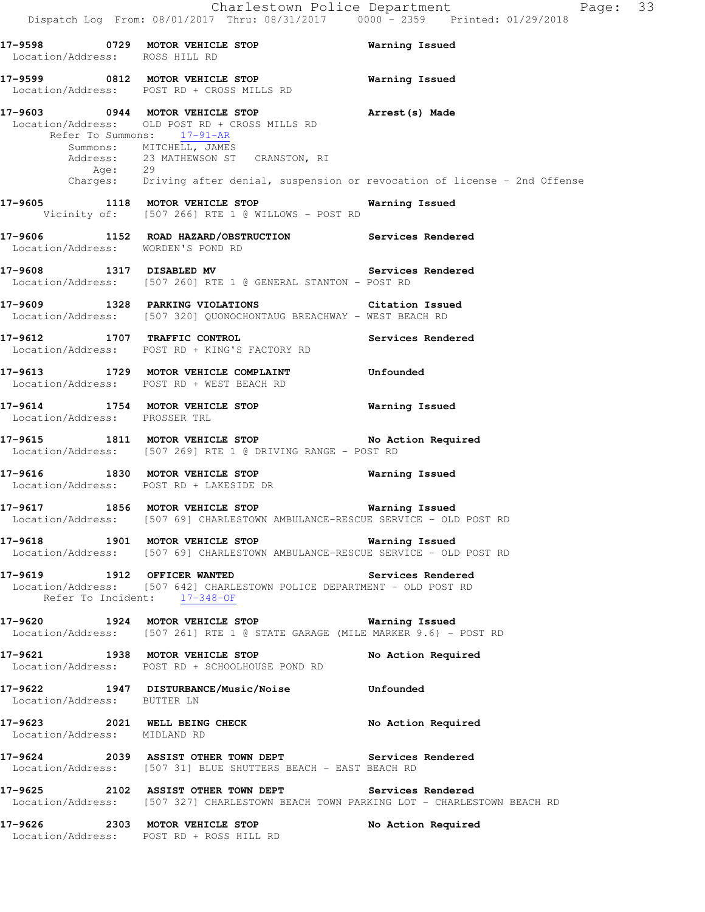**17-9598 0729 MOTOR VEHICLE STOP Warning Issued**
Location/Address: ROSS HILL RD

**17-9599 0812 MOTOR VEHICLE STOP Warning Issued**
Location/Address: POST RD + CROSS MILLS RD

**17-9603 0944 MOTOR VEHICLE STOP Arrest(s) Made**
Location/Address: OLD POST RD + CROSS MILLS RD
Refer To Summons: 17-91-AR
Summons: MITCHELL, JAMES
Address: 23 MATHEWSON ST CRANSTON, RI
Age: 29
Charges: Driving after denial, suspension or revocation of license - 2nd Offense

**17-9605 1118 MOTOR VEHICLE STOP Warning Issued**
Vicinity of: [507 266] RTE 1 @ WILLOWS - POST RD

**17-9606 1152 ROAD HAZARD/OBSTRUCTION Services Rendered**
Location/Address: WORDEN'S POND RD

**17-9608 1317 DISABLED MV Services Rendered**
Location/Address: [507 260] RTE 1 @ GENERAL STANTON - POST RD

**17-9609 1328 PARKING VIOLATIONS Citation Issued**
Location/Address: [507 320] QUONOCHONTAUG BREACHWAY - WEST BEACH RD

**17-9612 1707 TRAFFIC CONTROL Services Rendered**
Location/Address: POST RD + KING'S FACTORY RD

**17-9613 1729 MOTOR VEHICLE COMPLAINT Unfounded**
Location/Address: POST RD + WEST BEACH RD

**17-9614 1754 MOTOR VEHICLE STOP Warning Issued**
Location/Address: PROSSER TRL

**17-9615 1811 MOTOR VEHICLE STOP No Action Required**
Location/Address: [507 269] RTE 1 @ DRIVING RANGE - POST RD

**17-9616 1830 MOTOR VEHICLE STOP Warning Issued**
Location/Address: POST RD + LAKESIDE DR

**17-9617 1856 MOTOR VEHICLE STOP Warning Issued**
Location/Address: [507 69] CHARLESTOWN AMBULANCE-RESCUE SERVICE - OLD POST RD

**17-9618 1901 MOTOR VEHICLE STOP Warning Issued**
Location/Address: [507 69] CHARLESTOWN AMBULANCE-RESCUE SERVICE - OLD POST RD

**17-9619 1912 OFFICER WANTED Services Rendered**
Location/Address: [507 642] CHARLESTOWN POLICE DEPARTMENT - OLD POST RD
Refer To Incident: 17-348-OF

**17-9620 1924 MOTOR VEHICLE STOP Warning Issued**
Location/Address: [507 261] RTE 1 @ STATE GARAGE (MILE MARKER 9.6) - POST RD

**17-9621 1938 MOTOR VEHICLE STOP No Action Required**
Location/Address: POST RD + SCHOOLHOUSE POND RD

**17-9622 1947 DISTURBANCE/Music/Noise Unfounded**
Location/Address: BUTTER LN

**17-9623 2021 WELL BEING CHECK No Action Required**
Location/Address: MIDLAND RD

**17-9624 2039 ASSIST OTHER TOWN DEPT Services Rendered**
Location/Address: [507 31] BLUE SHUTTERS BEACH - EAST BEACH RD

**17-9625 2102 ASSIST OTHER TOWN DEPT Services Rendered**
Location/Address: [507 327] CHARLESTOWN BEACH TOWN PARKING LOT - CHARLESTOWN BEACH RD

**17-9626 2303 MOTOR VEHICLE STOP No Action Required**
Location/Address: POST RD + ROSS HILL RD